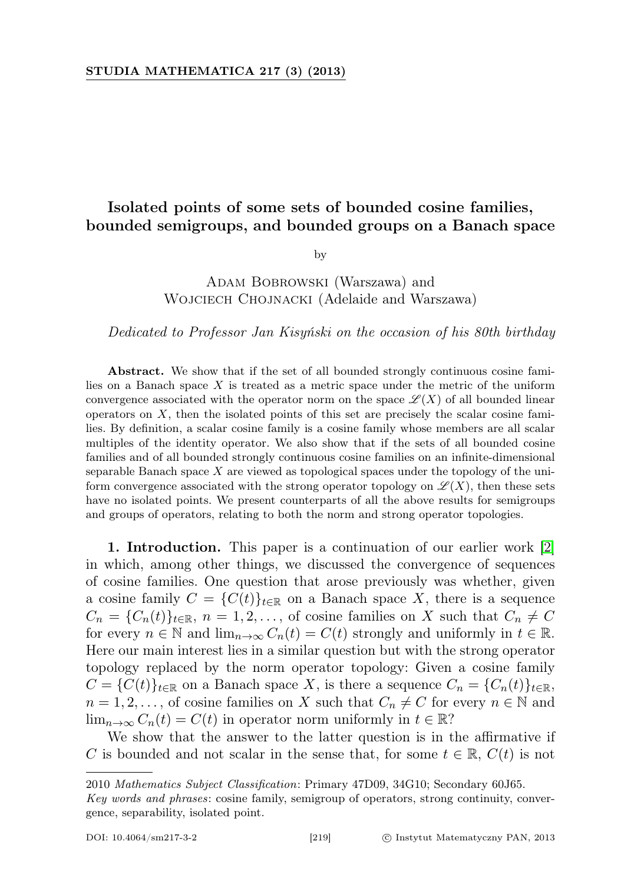# Isolated points of some sets of bounded cosine families, bounded semigroups, and bounded groups on a Banach space

by

Adam Bobrowski (Warszawa) and
Wojciech Chojnacki (Adelaide and Warszawa)

*Dedicated to Professor Jan Kisyński on the occasion of his 80th birthday*

**Abstract.** We show that if the set of all bounded strongly continuous cosine families on a Banach space $X$ is treated as a metric space under the metric of the uniform convergence associated with the operator norm on the space $\mathscr{L}(X)$ of all bounded linear operators on $X$, then the isolated points of this set are precisely the scalar cosine families. By definition, a scalar cosine family is a cosine family whose members are all scalar multiples of the identity operator. We also show that if the sets of all bounded cosine families and of all bounded strongly continuous cosine families on an infinite-dimensional separable Banach space $X$ are viewed as topological spaces under the topology of the uniform convergence associated with the strong operator topology on $\mathscr{L}(X)$, then these sets have no isolated points. We present counterparts of all the above results for semigroups and groups of operators, relating to both the norm and strong operator topologies.

**1. Introduction.** This paper is a continuation of our earlier work [2] in which, among other things, we discussed the convergence of sequences of cosine families. One question that arose previously was whether, given a cosine family $C = \{C(t)\}_{t\in\mathbb{R}}$ on a Banach space $X$, there is a sequence $C_n = \{C_n(t)\}_{t\in\mathbb{R}}$, $n = 1, 2, \ldots$, of cosine families on $X$ such that $C_n \neq C$ for every $n \in \mathbb{N}$ and $\lim_{n\to\infty} C_n(t) = C(t)$ strongly and uniformly in $t \in \mathbb{R}$. Here our main interest lies in a similar question but with the strong operator topology replaced by the norm operator topology: Given a cosine family $C = \{C(t)\}_{t\in\mathbb{R}}$ on a Banach space $X$, is there a sequence $C_n = \{C_n(t)\}_{t\in\mathbb{R}}$, $n = 1, 2, \ldots$, of cosine families on $X$ such that $C_n \neq C$ for every $n \in \mathbb{N}$ and $\lim_{n\to\infty} C_n(t) = C(t)$ in operator norm uniformly in $t \in \mathbb{R}$?

We show that the answer to the latter question is in the affirmative if $C$ is bounded and not scalar in the sense that, for some $t \in \mathbb{R}$, $C(t)$ is not

---

2010 *Mathematics Subject Classification*: Primary 47D09, 34G10; Secondary 60J65.
*Key words and phrases*: cosine family, semigroup of operators, strong continuity, convergence, separability, isolated point.

DOI: 10.4064/sm217-3-2 © Instytut Matematyczny PAN, 2013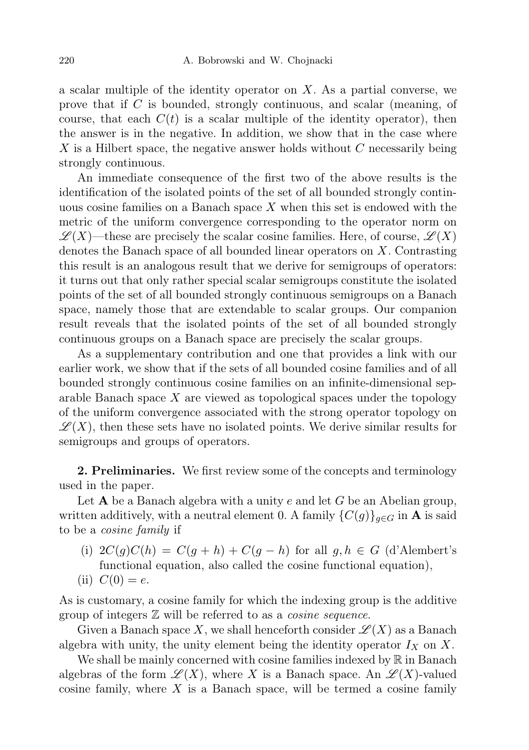a scalar multiple of the identity operator on $X$. As a partial converse, we prove that if $C$ is bounded, strongly continuous, and scalar (meaning, of course, that each $C(t)$ is a scalar multiple of the identity operator), then the answer is in the negative. In addition, we show that in the case where $X$ is a Hilbert space, the negative answer holds without $C$ necessarily being strongly continuous.

An immediate consequence of the first two of the above results is the identification of the isolated points of the set of all bounded strongly continuous cosine families on a Banach space $X$ when this set is endowed with the metric of the uniform convergence corresponding to the operator norm on $\mathscr{L}(X)$—these are precisely the scalar cosine families. Here, of course, $\mathscr{L}(X)$ denotes the Banach space of all bounded linear operators on $X$. Contrasting this result is an analogous result that we derive for semigroups of operators: it turns out that only rather special scalar semigroups constitute the isolated points of the set of all bounded strongly continuous semigroups on a Banach space, namely those that are extendable to scalar groups. Our companion result reveals that the isolated points of the set of all bounded strongly continuous groups on a Banach space are precisely the scalar groups.

As a supplementary contribution and one that provides a link with our earlier work, we show that if the sets of all bounded cosine families and of all bounded strongly continuous cosine families on an infinite-dimensional separable Banach space $X$ are viewed as topological spaces under the topology of the uniform convergence associated with the strong operator topology on $\mathscr{L}(X)$, then these sets have no isolated points. We derive similar results for semigroups and groups of operators.

## 2. Preliminaries.

We first review some of the concepts and terminology used in the paper.

Let $\mathbf{A}$ be a Banach algebra with a unity $e$ and let $G$ be an Abelian group, written additively, with a neutral element 0. A family $\{C(g)\}_{g \in G}$ in $\mathbf{A}$ is said to be a *cosine family* if

(i) $2C(g)C(h) = C(g+h) + C(g-h)$ for all $g, h \in G$ (d'Alembert's functional equation, also called the cosine functional equation),

(ii) $C(0) = e$.

As is customary, a cosine family for which the indexing group is the additive group of integers $\mathbb{Z}$ will be referred to as a *cosine sequence*.

Given a Banach space $X$, we shall henceforth consider $\mathscr{L}(X)$ as a Banach algebra with unity, the unity element being the identity operator $I_X$ on $X$.

We shall be mainly concerned with cosine families indexed by $\mathbb{R}$ in Banach algebras of the form $\mathscr{L}(X)$, where $X$ is a Banach space. An $\mathscr{L}(X)$-valued cosine family, where $X$ is a Banach space, will be termed a cosine family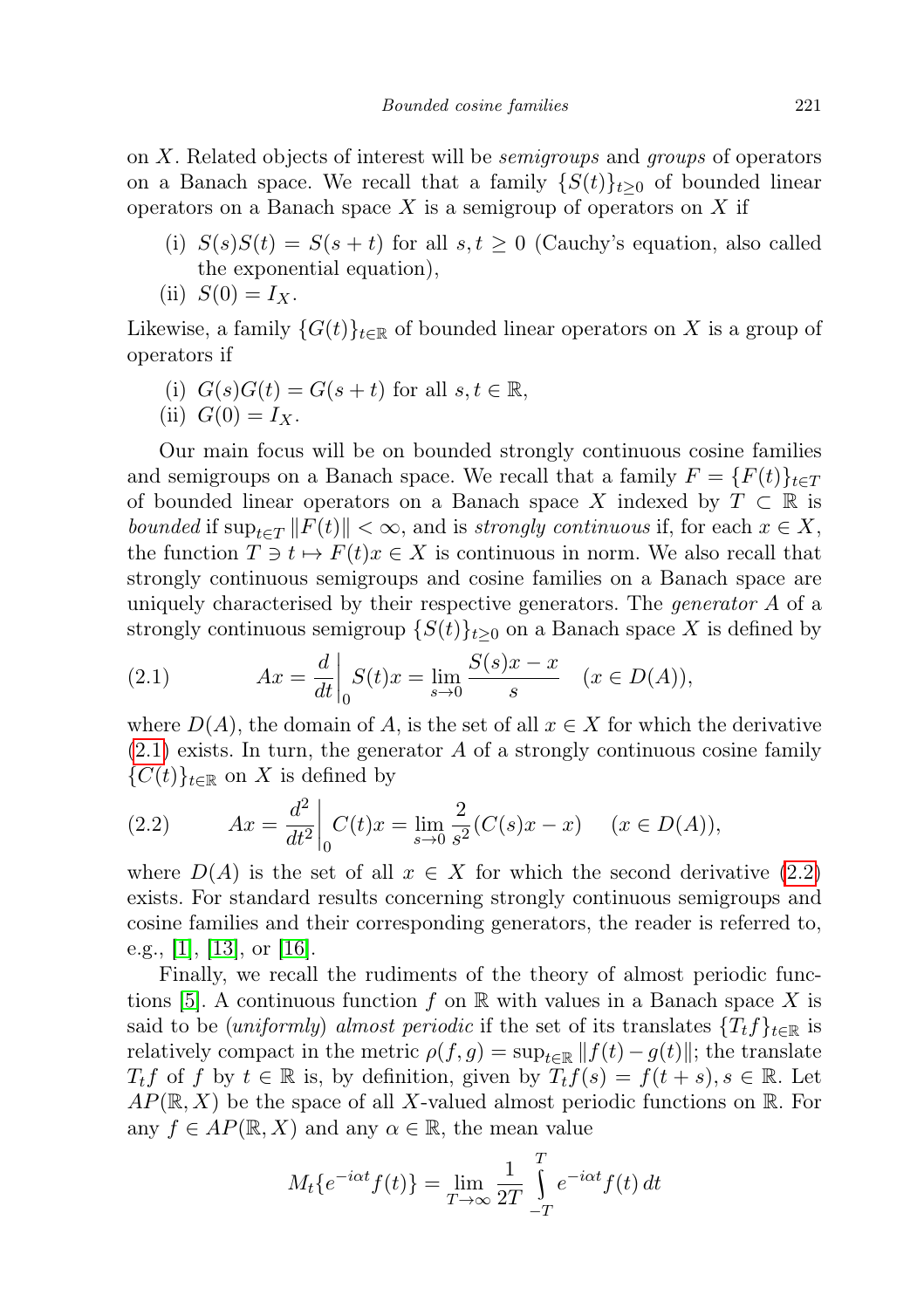on $X$. Related objects of interest will be *semigroups* and *groups* of operators on a Banach space. We recall that a family $\{S(t)\}_{t\geq 0}$ of bounded linear operators on a Banach space $X$ is a semigroup of operators on $X$ if

(i) $S(s)S(t) = S(s+t)$ for all $s, t \geq 0$ (Cauchy's equation, also called the exponential equation),

(ii) $S(0) = I_X$.

Likewise, a family $\{G(t)\}_{t\in\mathbb{R}}$ of bounded linear operators on $X$ is a group of operators if

(i) $G(s)G(t) = G(s+t)$ for all $s, t \in \mathbb{R}$,

(ii) $G(0) = I_X$.

Our main focus will be on bounded strongly continuous cosine families and semigroups on a Banach space. We recall that a family $F = \{F(t)\}_{t\in T}$ of bounded linear operators on a Banach space $X$ indexed by $T \subset \mathbb{R}$ is *bounded* if $\sup_{t\in T} \|F(t)\| < \infty$, and is *strongly continuous* if, for each $x \in X$, the function $T \ni t \mapsto F(t)x \in X$ is continuous in norm. We also recall that strongly continuous semigroups and cosine families on a Banach space are uniquely characterised by their respective generators. The *generator* $A$ of a strongly continuous semigroup $\{S(t)\}_{t\geq 0}$ on a Banach space $X$ is defined by

$$Ax = \frac{d}{dt}\bigg|_0 S(t)x = \lim_{s\to 0} \frac{S(s)x - x}{s} \quad (x \in D(A)), \tag{2.1}$$

where $D(A)$, the domain of $A$, is the set of all $x \in X$ for which the derivative (2.1) exists. In turn, the generator $A$ of a strongly continuous cosine family $\{C(t)\}_{t\in\mathbb{R}}$ on $X$ is defined by

$$Ax = \frac{d^2}{dt^2}\bigg|_0 C(t)x = \lim_{s\to 0} \frac{2}{s^2}(C(s)x - x) \quad (x \in D(A)), \tag{2.2}$$

where $D(A)$ is the set of all $x \in X$ for which the second derivative (2.2) exists. For standard results concerning strongly continuous semigroups and cosine families and their corresponding generators, the reader is referred to, e.g., [1], [13], or [16].

Finally, we recall the rudiments of the theory of almost periodic functions [5]. A continuous function $f$ on $\mathbb{R}$ with values in a Banach space $X$ is said to be (*uniformly*) *almost periodic* if the set of its translates $\{T_t f\}_{t\in\mathbb{R}}$ is relatively compact in the metric $\rho(f, g) = \sup_{t\in\mathbb{R}} \|f(t) - g(t)\|$; the translate $T_t f$ of $f$ by $t \in \mathbb{R}$ is, by definition, given by $T_t f(s) = f(t+s), s \in \mathbb{R}$. Let $AP(\mathbb{R}, X)$ be the space of all $X$-valued almost periodic functions on $\mathbb{R}$. For any $f \in AP(\mathbb{R}, X)$ and any $\alpha \in \mathbb{R}$, the mean value

$$M_t\{e^{-i\alpha t} f(t)\} = \lim_{T\to\infty} \frac{1}{2T} \int_{-T}^{T} e^{-i\alpha t} f(t)\, dt$$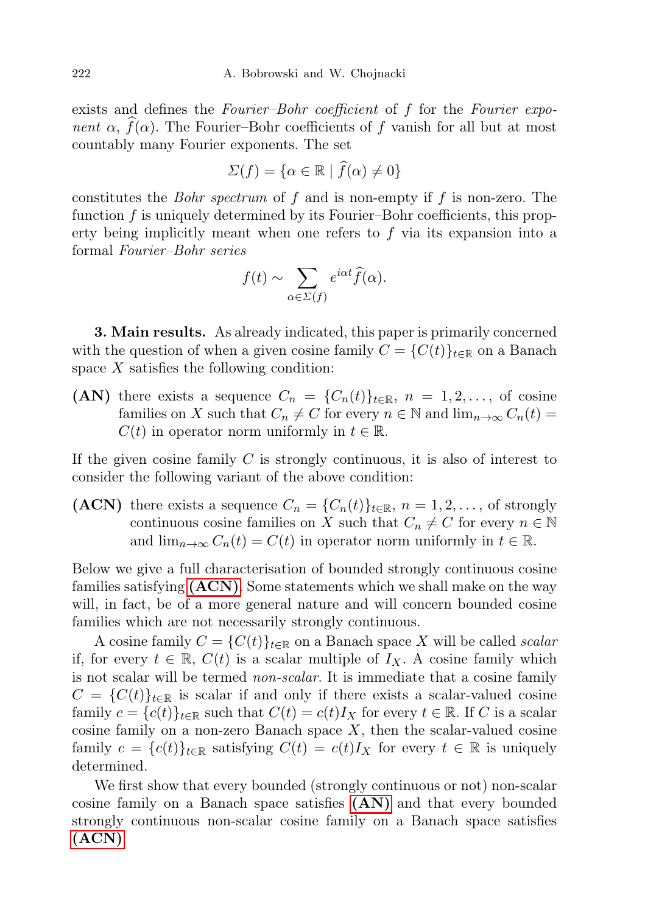exists and defines the *Fourier–Bohr coefficient* of $f$ for the *Fourier exponent* $\alpha$, $\widehat{f}(\alpha)$. The Fourier–Bohr coefficients of $f$ vanish for all but at most countably many Fourier exponents. The set

$$\Sigma(f) = \{\alpha \in \mathbb{R} \mid \widehat{f}(\alpha) \neq 0\}$$

constitutes the *Bohr spectrum* of $f$ and is non-empty if $f$ is non-zero. The function $f$ is uniquely determined by its Fourier–Bohr coefficients, this property being implicitly meant when one refers to $f$ via its expansion into a formal *Fourier–Bohr series*

$$f(t) \sim \sum_{\alpha \in \Sigma(f)} e^{i\alpha t} \widehat{f}(\alpha).$$

**3. Main results.** As already indicated, this paper is primarily concerned with the question of when a given cosine family $C = \{C(t)\}_{t \in \mathbb{R}}$ on a Banach space $X$ satisfies the following condition:

**(AN)** there exists a sequence $C_n = \{C_n(t)\}_{t \in \mathbb{R}}$, $n = 1, 2, \ldots$, of cosine families on $X$ such that $C_n \neq C$ for every $n \in \mathbb{N}$ and $\lim_{n \to \infty} C_n(t) = C(t)$ in operator norm uniformly in $t \in \mathbb{R}$.

If the given cosine family $C$ is strongly continuous, it is also of interest to consider the following variant of the above condition:

**(ACN)** there exists a sequence $C_n = \{C_n(t)\}_{t \in \mathbb{R}}$, $n = 1, 2, \ldots$, of strongly continuous cosine families on $X$ such that $C_n \neq C$ for every $n \in \mathbb{N}$ and $\lim_{n \to \infty} C_n(t) = C(t)$ in operator norm uniformly in $t \in \mathbb{R}$.

Below we give a full characterisation of bounded strongly continuous cosine families satisfying **(ACN)**. Some statements which we shall make on the way will, in fact, be of a more general nature and will concern bounded cosine families which are not necessarily strongly continuous.

A cosine family $C = \{C(t)\}_{t \in \mathbb{R}}$ on a Banach space $X$ will be called *scalar* if, for every $t \in \mathbb{R}$, $C(t)$ is a scalar multiple of $I_X$. A cosine family which is not scalar will be termed *non-scalar*. It is immediate that a cosine family $C = \{C(t)\}_{t \in \mathbb{R}}$ is scalar if and only if there exists a scalar-valued cosine family $c = \{c(t)\}_{t \in \mathbb{R}}$ such that $C(t) = c(t)I_X$ for every $t \in \mathbb{R}$. If $C$ is a scalar cosine family on a non-zero Banach space $X$, then the scalar-valued cosine family $c = \{c(t)\}_{t \in \mathbb{R}}$ satisfying $C(t) = c(t)I_X$ for every $t \in \mathbb{R}$ is uniquely determined.

We first show that every bounded (strongly continuous or not) non-scalar cosine family on a Banach space satisfies **(AN)** and that every bounded strongly continuous non-scalar cosine family on a Banach space satisfies **(ACN)**.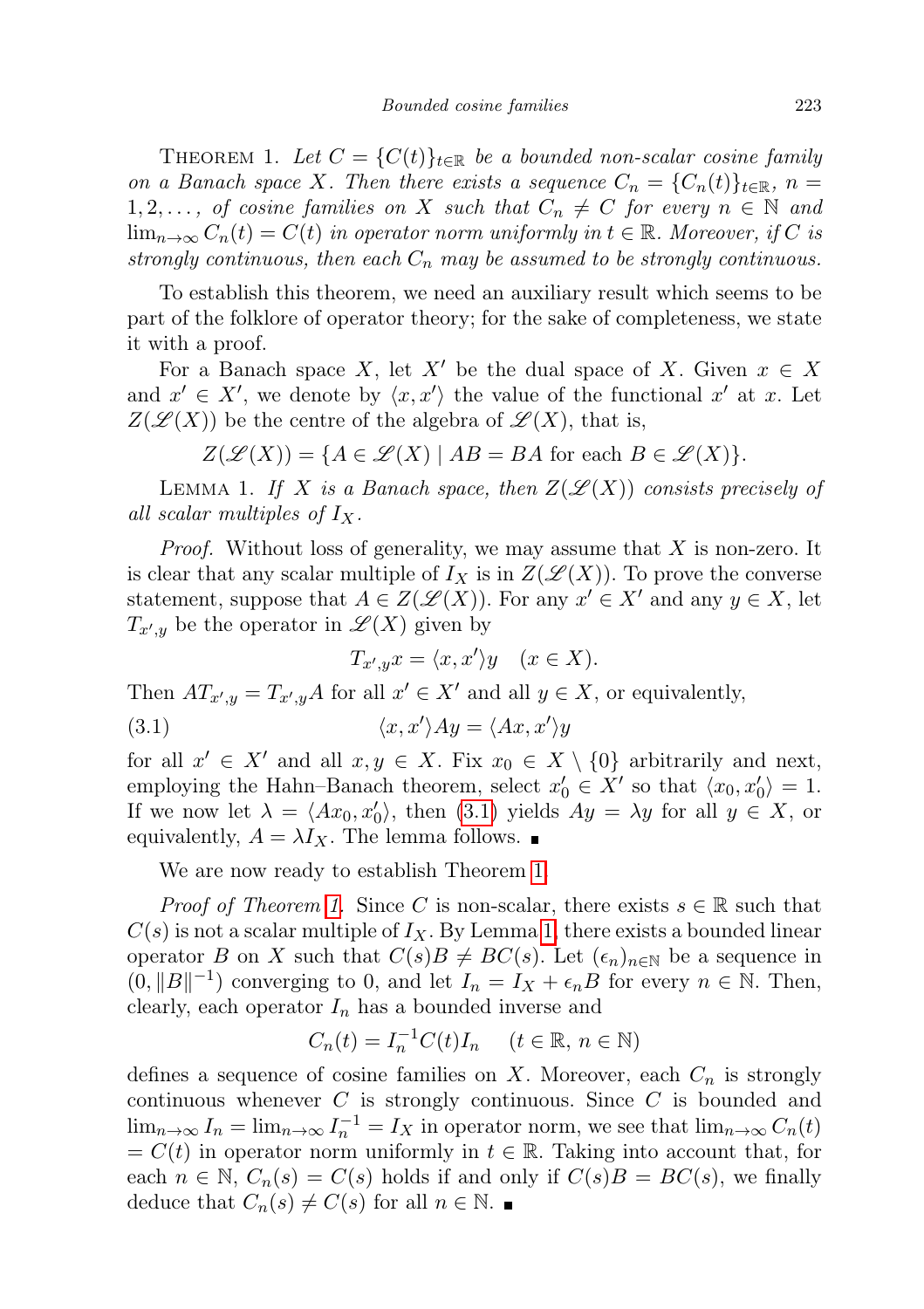THEOREM 1. *Let $C = \{C(t)\}_{t\in\mathbb{R}}$ be a bounded non-scalar cosine family on a Banach space $X$. Then there exists a sequence $C_n = \{C_n(t)\}_{t\in\mathbb{R}}$, $n = 1, 2, \dots,$ of cosine families on $X$ such that $C_n \neq C$ for every $n \in \mathbb{N}$ and $\lim_{n\to\infty} C_n(t) = C(t)$ in operator norm uniformly in $t \in \mathbb{R}$. Moreover, if $C$ is strongly continuous, then each $C_n$ may be assumed to be strongly continuous.*

To establish this theorem, we need an auxiliary result which seems to be part of the folklore of operator theory; for the sake of completeness, we state it with a proof.

For a Banach space $X$, let $X'$ be the dual space of $X$. Given $x \in X$ and $x' \in X'$, we denote by $\langle x, x'\rangle$ the value of the functional $x'$ at $x$. Let $Z(\mathscr{L}(X))$ be the centre of the algebra of $\mathscr{L}(X)$, that is,

$$Z(\mathscr{L}(X)) = \{A \in \mathscr{L}(X) \mid AB = BA \text{ for each } B \in \mathscr{L}(X)\}.$$

LEMMA 1. *If $X$ is a Banach space, then $Z(\mathscr{L}(X))$ consists precisely of all scalar multiples of $I_X$.*

*Proof.* Without loss of generality, we may assume that $X$ is non-zero. It is clear that any scalar multiple of $I_X$ is in $Z(\mathscr{L}(X))$. To prove the converse statement, suppose that $A \in Z(\mathscr{L}(X))$. For any $x' \in X'$ and any $y \in X$, let $T_{x',y}$ be the operator in $\mathscr{L}(X)$ given by

$$T_{x',y}x = \langle x, x'\rangle y \quad (x \in X).$$

Then $AT_{x',y} = T_{x',y}A$ for all $x' \in X'$ and all $y \in X$, or equivalently,

$$\langle x, x'\rangle Ay = \langle Ax, x'\rangle y \tag{3.1}$$

for all $x' \in X'$ and all $x, y \in X$. Fix $x_0 \in X \setminus \{0\}$ arbitrarily and next, employing the Hahn–Banach theorem, select $x'_0 \in X'$ so that $\langle x_0, x'_0\rangle = 1$. If we now let $\lambda = \langle Ax_0, x'_0\rangle$, then (3.1) yields $Ay = \lambda y$ for all $y \in X$, or equivalently, $A = \lambda I_X$. The lemma follows. ∎

We are now ready to establish Theorem 1.

*Proof of Theorem 1.* Since $C$ is non-scalar, there exists $s \in \mathbb{R}$ such that $C(s)$ is not a scalar multiple of $I_X$. By Lemma 1, there exists a bounded linear operator $B$ on $X$ such that $C(s)B \neq BC(s)$. Let $(\epsilon_n)_{n\in\mathbb{N}}$ be a sequence in $(0, \|B\|^{-1})$ converging to 0, and let $I_n = I_X + \epsilon_n B$ for every $n \in \mathbb{N}$. Then, clearly, each operator $I_n$ has a bounded inverse and

$$C_n(t) = I_n^{-1}C(t)I_n \quad (t \in \mathbb{R},\ n \in \mathbb{N})$$

defines a sequence of cosine families on $X$. Moreover, each $C_n$ is strongly continuous whenever $C$ is strongly continuous. Since $C$ is bounded and $\lim_{n\to\infty} I_n = \lim_{n\to\infty} I_n^{-1} = I_X$ in operator norm, we see that $\lim_{n\to\infty} C_n(t) = C(t)$ in operator norm uniformly in $t \in \mathbb{R}$. Taking into account that, for each $n \in \mathbb{N}$, $C_n(s) = C(s)$ holds if and only if $C(s)B = BC(s)$, we finally deduce that $C_n(s) \neq C(s)$ for all $n \in \mathbb{N}$. ∎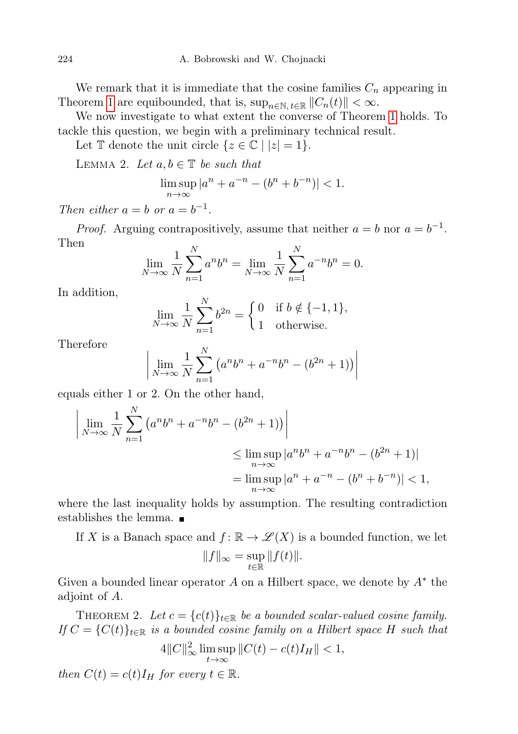We remark that it is immediate that the cosine families $C_n$ appearing in Theorem 1 are equibounded, that is, $\sup_{n\in\mathbb{N},\, t\in\mathbb{R}} \|C_n(t)\| < \infty$.

We now investigate to what extent the converse of Theorem 1 holds. To tackle this question, we begin with a preliminary technical result.

Let $\mathbb{T}$ denote the unit circle $\{z \in \mathbb{C} \mid |z| = 1\}$.

LEMMA 2. *Let $a, b \in \mathbb{T}$ be such that*

$$\limsup_{n\to\infty} |a^n + a^{-n} - (b^n + b^{-n})| < 1.$$

*Then either $a = b$ or $a = b^{-1}$.*

*Proof.* Arguing contrapositively, assume that neither $a = b$ nor $a = b^{-1}$. Then

$$\lim_{N\to\infty} \frac{1}{N} \sum_{n=1}^{N} a^n b^n = \lim_{N\to\infty} \frac{1}{N} \sum_{n=1}^{N} a^{-n} b^n = 0.$$

In addition,

$$\lim_{N\to\infty} \frac{1}{N} \sum_{n=1}^{N} b^{2n} = \begin{cases} 0 & \text{if } b \notin \{-1, 1\}, \\ 1 & \text{otherwise.} \end{cases}$$

Therefore

$$\left| \lim_{N\to\infty} \frac{1}{N} \sum_{n=1}^{N} \left(a^n b^n + a^{-n} b^n - (b^{2n} + 1)\right) \right|$$

equals either 1 or 2. On the other hand,

$$\begin{aligned} \left| \lim_{N\to\infty} \frac{1}{N} \sum_{n=1}^{N} \left(a^n b^n + a^{-n} b^n - (b^{2n} + 1)\right) \right| & \\ \le \limsup_{n\to\infty} |a^n b^n + a^{-n} b^n - (b^{2n} + 1)| & \\ = \limsup_{n\to\infty} |a^n + a^{-n} - (b^n + b^{-n})| < 1, & \end{aligned}$$

where the last inequality holds by assumption. The resulting contradiction establishes the lemma. ■

If $X$ is a Banach space and $f \colon \mathbb{R} \to \mathscr{L}(X)$ is a bounded function, we let

$$\|f\|_\infty = \sup_{t\in\mathbb{R}} \|f(t)\|.$$

Given a bounded linear operator $A$ on a Hilbert space, we denote by $A^*$ the adjoint of $A$.

THEOREM 2. *Let $c = \{c(t)\}_{t\in\mathbb{R}}$ be a bounded scalar-valued cosine family. If $C = \{C(t)\}_{t\in\mathbb{R}}$ is a bounded cosine family on a Hilbert space $H$ such that*

$$4\|C\|_\infty^2 \limsup_{t\to\infty} \|C(t) - c(t) I_H\| < 1,$$

*then $C(t) = c(t) I_H$ for every $t \in \mathbb{R}$.*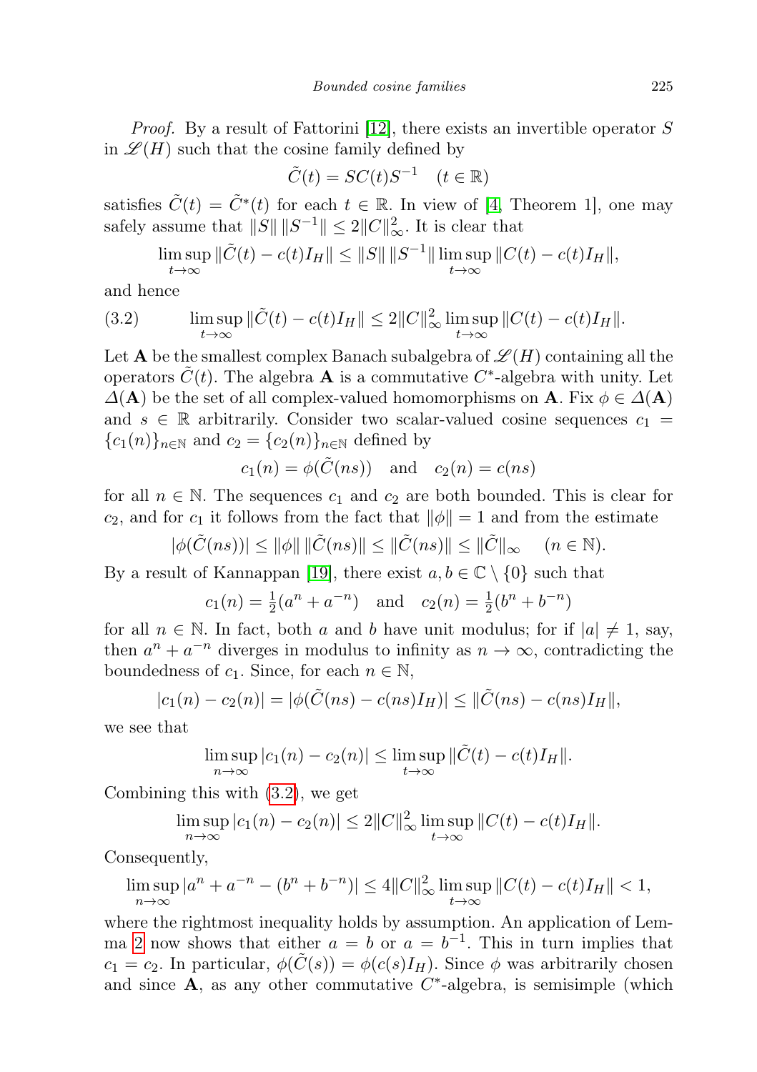*Proof.* By a result of Fattorini [12], there exists an invertible operator $S$ in $\mathscr{L}(H)$ such that the cosine family defined by

$$\tilde{C}(t) = SC(t)S^{-1} \quad (t \in \mathbb{R})$$

satisfies $\tilde{C}(t) = \tilde{C}^*(t)$ for each $t \in \mathbb{R}$. In view of [4, Theorem 1], one may safely assume that $\|S\|\,\|S^{-1}\| \le 2\|C\|_\infty^2$. It is clear that

$$\limsup_{t\to\infty} \|\tilde{C}(t) - c(t)I_H\| \le \|S\|\,\|S^{-1}\| \limsup_{t\to\infty} \|C(t) - c(t)I_H\|,$$

and hence

$$\limsup_{t\to\infty} \|\tilde{C}(t) - c(t)I_H\| \le 2\|C\|_\infty^2 \limsup_{t\to\infty} \|C(t) - c(t)I_H\|. \tag{3.2}$$

Let $\mathbf{A}$ be the smallest complex Banach subalgebra of $\mathscr{L}(H)$ containing all the operators $\tilde{C}(t)$. The algebra $\mathbf{A}$ is a commutative $C^*$-algebra with unity. Let $\Delta(\mathbf{A})$ be the set of all complex-valued homomorphisms on $\mathbf{A}$. Fix $\phi \in \Delta(\mathbf{A})$ and $s \in \mathbb{R}$ arbitrarily. Consider two scalar-valued cosine sequences $c_1 = \{c_1(n)\}_{n\in\mathbb{N}}$ and $c_2 = \{c_2(n)\}_{n\in\mathbb{N}}$ defined by

$$c_1(n) = \phi(\tilde{C}(ns)) \quad \text{and} \quad c_2(n) = c(ns)$$

for all $n \in \mathbb{N}$. The sequences $c_1$ and $c_2$ are both bounded. This is clear for $c_2$, and for $c_1$ it follows from the fact that $\|\phi\| = 1$ and from the estimate

$$|\phi(\tilde{C}(ns))| \le \|\phi\|\,\|\tilde{C}(ns)\| \le \|\tilde{C}(ns)\| \le \|\tilde{C}\|_\infty \quad (n \in \mathbb{N}).$$

By a result of Kannappan [19], there exist $a, b \in \mathbb{C} \setminus \{0\}$ such that

$$c_1(n) = \tfrac{1}{2}(a^n + a^{-n}) \quad \text{and} \quad c_2(n) = \tfrac{1}{2}(b^n + b^{-n})$$

for all $n \in \mathbb{N}$. In fact, both $a$ and $b$ have unit modulus; for if $|a| \ne 1$, say, then $a^n + a^{-n}$ diverges in modulus to infinity as $n \to \infty$, contradicting the boundedness of $c_1$. Since, for each $n \in \mathbb{N}$,

$$|c_1(n) - c_2(n)| = |\phi(\tilde{C}(ns) - c(ns)I_H)| \le \|\tilde{C}(ns) - c(ns)I_H\|,$$

we see that

$$\limsup_{n\to\infty} |c_1(n) - c_2(n)| \le \limsup_{t\to\infty} \|\tilde{C}(t) - c(t)I_H\|.$$

Combining this with (3.2), we get

$$\limsup_{n\to\infty} |c_1(n) - c_2(n)| \le 2\|C\|_\infty^2 \limsup_{t\to\infty} \|C(t) - c(t)I_H\|.$$

Consequently,

$$\limsup_{n\to\infty} |a^n + a^{-n} - (b^n + b^{-n})| \le 4\|C\|_\infty^2 \limsup_{t\to\infty} \|C(t) - c(t)I_H\| < 1,$$

where the rightmost inequality holds by assumption. An application of Lemma 2 now shows that either $a = b$ or $a = b^{-1}$. This in turn implies that $c_1 = c_2$. In particular, $\phi(\tilde{C}(s)) = \phi(c(s)I_H)$. Since $\phi$ was arbitrarily chosen and since $\mathbf{A}$, as any other commutative $C^*$-algebra, is semisimple (which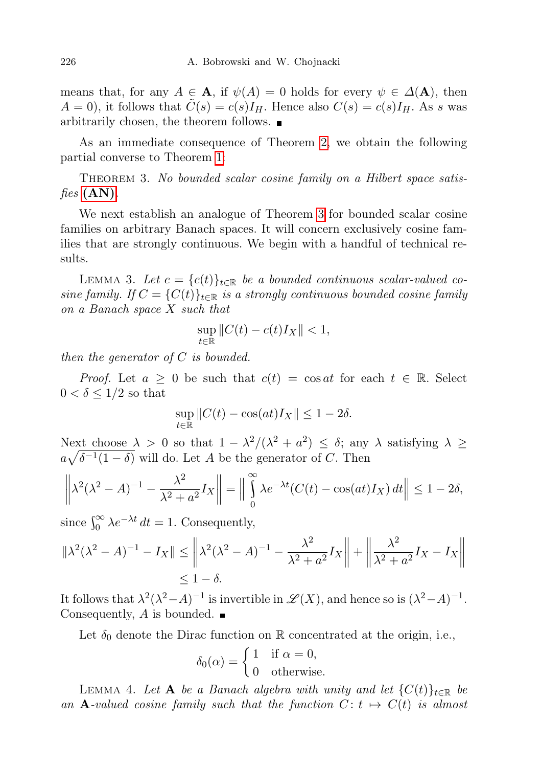means that, for any $A \in \mathbf{A}$, if $\psi(A) = 0$ holds for every $\psi \in \Delta(\mathbf{A})$, then $A = 0$), it follows that $\tilde{C}(s) = c(s)I_H$. Hence also $C(s) = c(s)I_H$. As $s$ was arbitrarily chosen, the theorem follows. ■

As an immediate consequence of Theorem 2, we obtain the following partial converse to Theorem 1:

Theorem 3. *No bounded scalar cosine family on a Hilbert space satisfies* **(AN)**.

We next establish an analogue of Theorem 3 for bounded scalar cosine families on arbitrary Banach spaces. It will concern exclusively cosine families that are strongly continuous. We begin with a handful of technical results.

Lemma 3. *Let $c = \{c(t)\}_{t\in\mathbb{R}}$ be a bounded continuous scalar-valued cosine family. If $C = \{C(t)\}_{t\in\mathbb{R}}$ is a strongly continuous bounded cosine family on a Banach space $X$ such that*

$$\sup_{t\in\mathbb{R}} \|C(t) - c(t)I_X\| < 1,$$

*then the generator of $C$ is bounded.*

*Proof.* Let $a \geq 0$ be such that $c(t) = \cos at$ for each $t \in \mathbb{R}$. Select $0 < \delta \leq 1/2$ so that

$$\sup_{t\in\mathbb{R}} \|C(t) - \cos(at)I_X\| \leq 1 - 2\delta.$$

Next choose $\lambda > 0$ so that $1 - \lambda^2/(\lambda^2 + a^2) \leq \delta$; any $\lambda$ satisfying $\lambda \geq a\sqrt{\delta^{-1}(1-\delta)}$ will do. Let $A$ be the generator of $C$. Then

$$\left\|\lambda^2(\lambda^2 - A)^{-1} - \frac{\lambda^2}{\lambda^2 + a^2} I_X\right\| = \left\|\int_0^\infty \lambda e^{-\lambda t}(C(t) - \cos(at)I_X)\,dt\right\| \leq 1 - 2\delta,$$

since $\int_0^\infty \lambda e^{-\lambda t}\,dt = 1$. Consequently,

$$\begin{aligned}\|\lambda^2(\lambda^2 - A)^{-1} - I_X\| &\leq \left\|\lambda^2(\lambda^2 - A)^{-1} - \frac{\lambda^2}{\lambda^2 + a^2} I_X\right\| + \left\|\frac{\lambda^2}{\lambda^2 + a^2} I_X - I_X\right\| \\ &\leq 1 - \delta.\end{aligned}$$

It follows that $\lambda^2(\lambda^2 - A)^{-1}$ is invertible in $\mathscr{L}(X)$, and hence so is $(\lambda^2 - A)^{-1}$. Consequently, $A$ is bounded. ■

Let $\delta_0$ denote the Dirac function on $\mathbb{R}$ concentrated at the origin, i.e.,

$$\delta_0(\alpha) = \begin{cases} 1 & \text{if } \alpha = 0, \\ 0 & \text{otherwise.} \end{cases}$$

Lemma 4. *Let $\mathbf{A}$ be a Banach algebra with unity and let $\{C(t)\}_{t\in\mathbb{R}}$ be an $\mathbf{A}$-valued cosine family such that the function $C\colon t \mapsto C(t)$ is almost*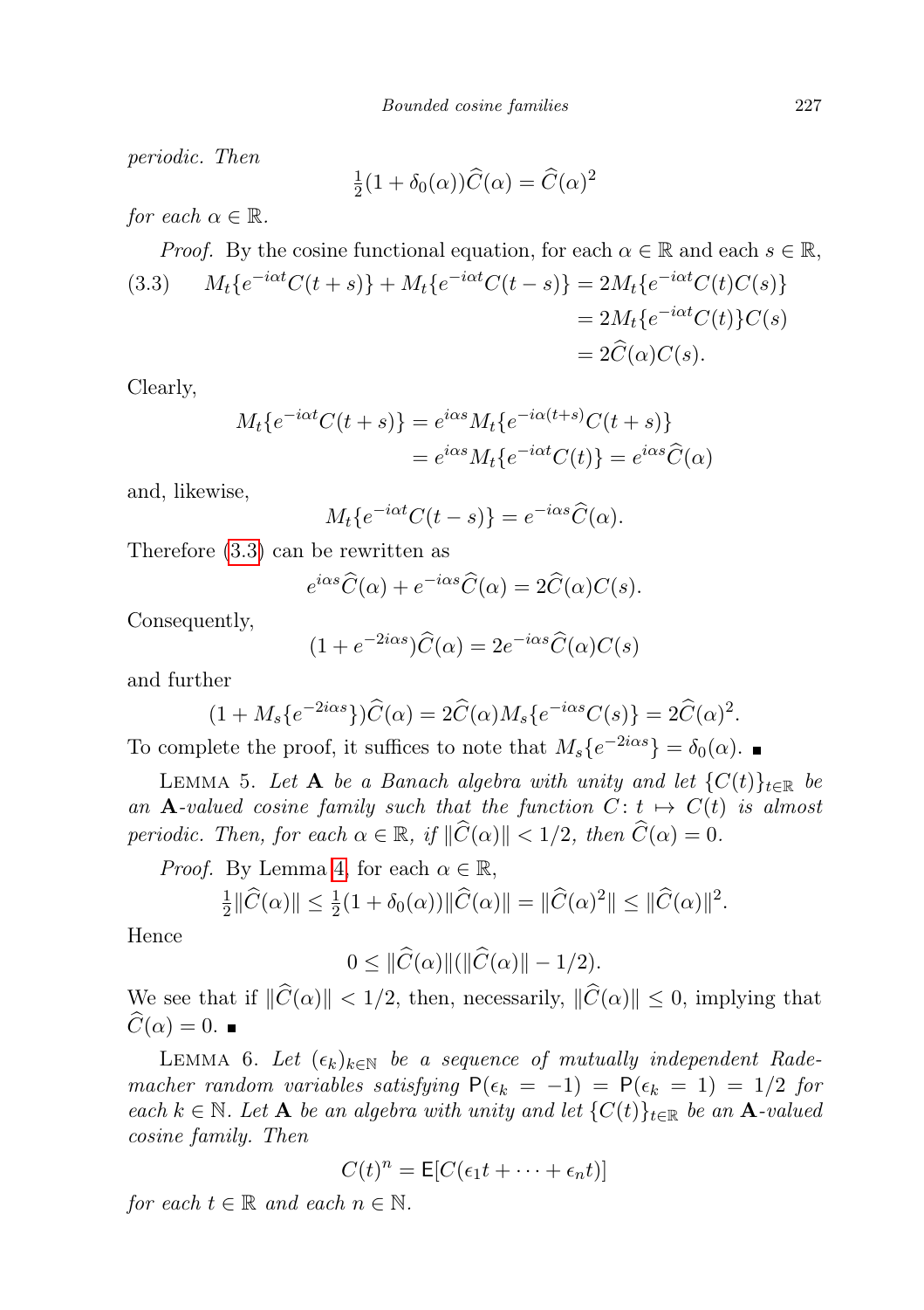*periodic. Then*

$$\tfrac{1}{2}(1+\delta_0(\alpha))\widehat{C}(\alpha) = \widehat{C}(\alpha)^2$$

*for each* $\alpha \in \mathbb{R}$.

*Proof.* By the cosine functional equation, for each $\alpha \in \mathbb{R}$ and each $s \in \mathbb{R}$,

$$\begin{aligned}(3.3)\qquad M_t\{e^{-i\alpha t}C(t+s)\} + M_t\{e^{-i\alpha t}C(t-s)\} &= 2M_t\{e^{-i\alpha t}C(t)C(s)\}\\ &= 2M_t\{e^{-i\alpha t}C(t)\}C(s)\\ &= 2\widehat{C}(\alpha)C(s).\end{aligned}$$

Clearly,

$$\begin{aligned}M_t\{e^{-i\alpha t}C(t+s)\} &= e^{i\alpha s}M_t\{e^{-i\alpha(t+s)}C(t+s)\}\\ &= e^{i\alpha s}M_t\{e^{-i\alpha t}C(t)\} = e^{i\alpha s}\widehat{C}(\alpha)\end{aligned}$$

and, likewise,

$$M_t\{e^{-i\alpha t}C(t-s)\} = e^{-i\alpha s}\widehat{C}(\alpha).$$

Therefore (3.3) can be rewritten as

$$e^{i\alpha s}\widehat{C}(\alpha) + e^{-i\alpha s}\widehat{C}(\alpha) = 2\widehat{C}(\alpha)C(s).$$

Consequently,

$$(1+e^{-2i\alpha s})\widehat{C}(\alpha) = 2e^{-i\alpha s}\widehat{C}(\alpha)C(s)$$

and further

$$(1+M_s\{e^{-2i\alpha s}\})\widehat{C}(\alpha) = 2\widehat{C}(\alpha)M_s\{e^{-i\alpha s}C(s)\} = 2\widehat{C}(\alpha)^2.$$

To complete the proof, it suffices to note that $M_s\{e^{-2i\alpha s}\} = \delta_0(\alpha)$. ∎

Lemma 5. *Let* $\mathbf{A}$ *be a Banach algebra with unity and let* $\{C(t)\}_{t\in\mathbb{R}}$ *be an* $\mathbf{A}$*-valued cosine family such that the function* $C\colon t \mapsto C(t)$ *is almost periodic. Then, for each* $\alpha \in \mathbb{R}$, *if* $\|\widehat{C}(\alpha)\| < 1/2$, *then* $\widehat{C}(\alpha) = 0$.

*Proof.* By Lemma 4, for each $\alpha \in \mathbb{R}$,

$$\tfrac{1}{2}\|\widehat{C}(\alpha)\| \le \tfrac{1}{2}(1+\delta_0(\alpha))\|\widehat{C}(\alpha)\| = \|\widehat{C}(\alpha)^2\| \le \|\widehat{C}(\alpha)\|^2.$$

Hence

$$0 \le \|\widehat{C}(\alpha)\|(\|\widehat{C}(\alpha)\| - 1/2).$$

We see that if $\|\widehat{C}(\alpha)\| < 1/2$, then, necessarily, $\|\widehat{C}(\alpha)\| \le 0$, implying that $\widehat{C}(\alpha) = 0$. ∎

Lemma 6. *Let* $(\epsilon_k)_{k\in\mathbb{N}}$ *be a sequence of mutually independent Rademacher random variables satisfying* $\mathsf{P}(\epsilon_k = -1) = \mathsf{P}(\epsilon_k = 1) = 1/2$ *for each* $k \in \mathbb{N}$. *Let* $\mathbf{A}$ *be an algebra with unity and let* $\{C(t)\}_{t\in\mathbb{R}}$ *be an* $\mathbf{A}$*-valued cosine family. Then*

$$C(t)^n = \mathsf{E}[C(\epsilon_1 t + \cdots + \epsilon_n t)]$$

*for each* $t \in \mathbb{R}$ *and each* $n \in \mathbb{N}$.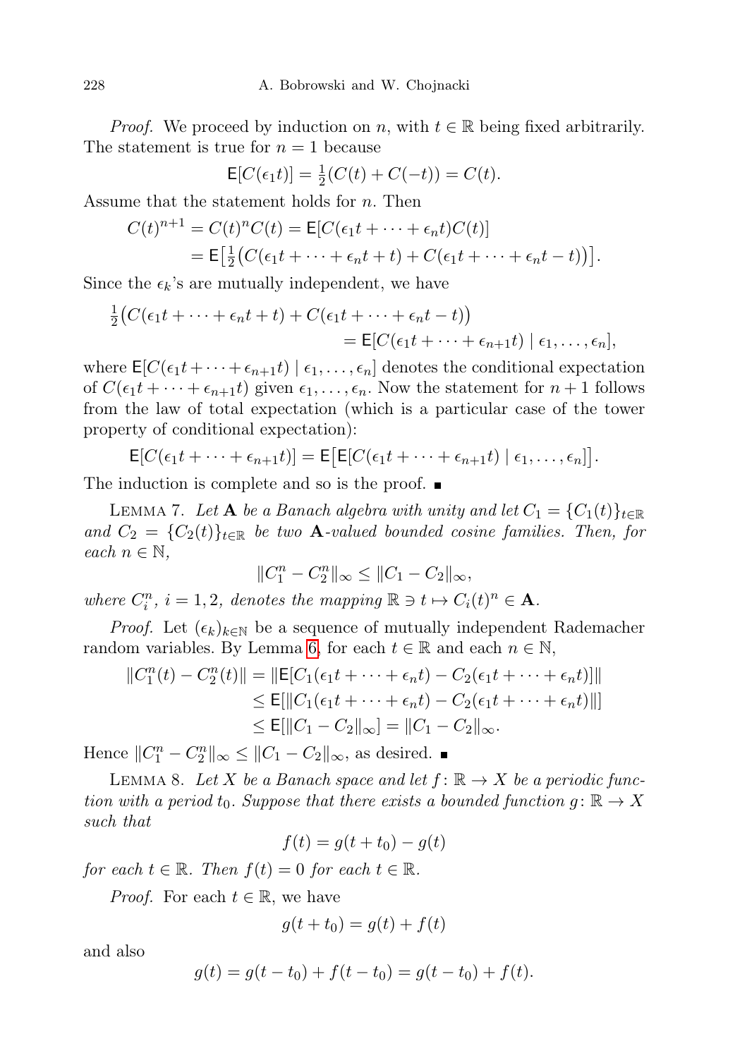*Proof.* We proceed by induction on $n$, with $t \in \mathbb{R}$ being fixed arbitrarily. The statement is true for $n = 1$ because

$$\mathsf{E}[C(\epsilon_1 t)] = \tfrac{1}{2}(C(t) + C(-t)) = C(t).$$

Assume that the statement holds for $n$. Then

$$\begin{aligned} C(t)^{n+1} &= C(t)^n C(t) = \mathsf{E}[C(\epsilon_1 t + \cdots + \epsilon_n t) C(t)] \\ &= \mathsf{E}\big[\tfrac{1}{2}\big(C(\epsilon_1 t + \cdots + \epsilon_n t + t) + C(\epsilon_1 t + \cdots + \epsilon_n t - t)\big)\big]. \end{aligned}$$

Since the $\epsilon_k$'s are mutually independent, we have

$$\begin{aligned} \tfrac{1}{2}\big(C(\epsilon_1 t + \cdots + \epsilon_n t + t) &+ C(\epsilon_1 t + \cdots + \epsilon_n t - t)\big) \\ &= \mathsf{E}[C(\epsilon_1 t + \cdots + \epsilon_{n+1} t) \mid \epsilon_1, \ldots, \epsilon_n], \end{aligned}$$

where $\mathsf{E}[C(\epsilon_1 t + \cdots + \epsilon_{n+1} t) \mid \epsilon_1, \ldots, \epsilon_n]$ denotes the conditional expectation of $C(\epsilon_1 t + \cdots + \epsilon_{n+1} t)$ given $\epsilon_1, \ldots, \epsilon_n$. Now the statement for $n + 1$ follows from the law of total expectation (which is a particular case of the tower property of conditional expectation):

$$\mathsf{E}[C(\epsilon_1 t + \cdots + \epsilon_{n+1} t)] = \mathsf{E}\big[\mathsf{E}[C(\epsilon_1 t + \cdots + \epsilon_{n+1} t) \mid \epsilon_1, \ldots, \epsilon_n]\big].$$

The induction is complete and so is the proof. ∎

Lemma 7. *Let $\mathbf{A}$ be a Banach algebra with unity and let $C_1 = \{C_1(t)\}_{t \in \mathbb{R}}$ and $C_2 = \{C_2(t)\}_{t \in \mathbb{R}}$ be two $\mathbf{A}$-valued bounded cosine families. Then, for each $n \in \mathbb{N}$,*

$$\|C_1^n - C_2^n\|_\infty \le \|C_1 - C_2\|_\infty,$$

*where $C_i^n$, $i = 1, 2$, denotes the mapping $\mathbb{R} \ni t \mapsto C_i(t)^n \in \mathbf{A}$.*

*Proof.* Let $(\epsilon_k)_{k \in \mathbb{N}}$ be a sequence of mutually independent Rademacher random variables. By Lemma 6, for each $t \in \mathbb{R}$ and each $n \in \mathbb{N}$,

$$\begin{aligned} \|C_1^n(t) - C_2^n(t)\| &= \|\mathsf{E}[C_1(\epsilon_1 t + \cdots + \epsilon_n t) - C_2(\epsilon_1 t + \cdots + \epsilon_n t)]\| \\ &\le \mathsf{E}[\|C_1(\epsilon_1 t + \cdots + \epsilon_n t) - C_2(\epsilon_1 t + \cdots + \epsilon_n t)\|] \\ &\le \mathsf{E}[\|C_1 - C_2\|_\infty] = \|C_1 - C_2\|_\infty. \end{aligned}$$

Hence $\|C_1^n - C_2^n\|_\infty \le \|C_1 - C_2\|_\infty$, as desired. ∎

Lemma 8. *Let $X$ be a Banach space and let $f \colon \mathbb{R} \to X$ be a periodic function with a period $t_0$. Suppose that there exists a bounded function $g \colon \mathbb{R} \to X$ such that*

$$f(t) = g(t + t_0) - g(t)$$

*for each $t \in \mathbb{R}$. Then $f(t) = 0$ for each $t \in \mathbb{R}$.*

*Proof.* For each $t \in \mathbb{R}$, we have

$$g(t + t_0) = g(t) + f(t)$$

and also

$$g(t) = g(t - t_0) + f(t - t_0) = g(t - t_0) + f(t).$$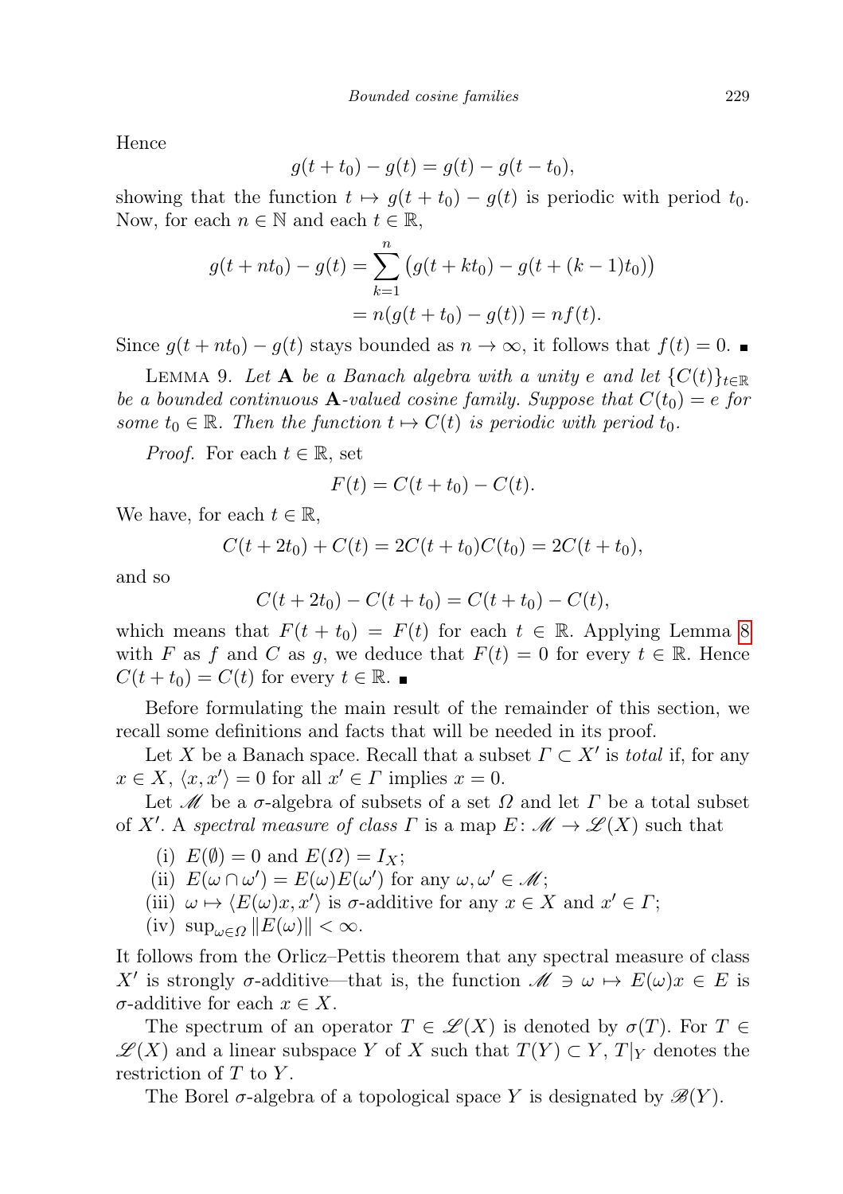Hence

$$g(t+t_0) - g(t) = g(t) - g(t-t_0),$$

showing that the function $t \mapsto g(t+t_0) - g(t)$ is periodic with period $t_0$. Now, for each $n \in \mathbb{N}$ and each $t \in \mathbb{R}$,

$$\begin{aligned} g(t+nt_0) - g(t) &= \sum_{k=1}^{n} \big(g(t+kt_0) - g(t+(k-1)t_0)\big) \\ &= n(g(t+t_0) - g(t)) = nf(t). \end{aligned}$$

Since $g(t+nt_0) - g(t)$ stays bounded as $n \to \infty$, it follows that $f(t) = 0$. ∎

LEMMA 9. *Let* $\mathbf{A}$ *be a Banach algebra with a unity* $e$ *and let* $\{C(t)\}_{t\in\mathbb{R}}$ *be a bounded continuous* $\mathbf{A}$*-valued cosine family. Suppose that* $C(t_0) = e$ *for some* $t_0 \in \mathbb{R}$. *Then the function* $t \mapsto C(t)$ *is periodic with period* $t_0$.

*Proof.* For each $t \in \mathbb{R}$, set

$$F(t) = C(t+t_0) - C(t).$$

We have, for each $t \in \mathbb{R}$,

$$C(t+2t_0) + C(t) = 2C(t+t_0)C(t_0) = 2C(t+t_0),$$

and so

$$C(t+2t_0) - C(t+t_0) = C(t+t_0) - C(t),$$

which means that $F(t+t_0) = F(t)$ for each $t \in \mathbb{R}$. Applying Lemma 8 with $F$ as $f$ and $C$ as $g$, we deduce that $F(t) = 0$ for every $t \in \mathbb{R}$. Hence $C(t+t_0) = C(t)$ for every $t \in \mathbb{R}$. ∎

Before formulating the main result of the remainder of this section, we recall some definitions and facts that will be needed in its proof.

Let $X$ be a Banach space. Recall that a subset $\Gamma \subset X'$ is *total* if, for any $x \in X$, $\langle x, x' \rangle = 0$ for all $x' \in \Gamma$ implies $x = 0$.

Let $\mathscr{M}$ be a $\sigma$-algebra of subsets of a set $\Omega$ and let $\Gamma$ be a total subset of $X'$. A *spectral measure of class* $\Gamma$ is a map $E \colon \mathscr{M} \to \mathscr{L}(X)$ such that

(i) $E(\emptyset) = 0$ and $E(\Omega) = I_X$;
(ii) $E(\omega \cap \omega') = E(\omega)E(\omega')$ for any $\omega, \omega' \in \mathscr{M}$;
(iii) $\omega \mapsto \langle E(\omega)x, x' \rangle$ is $\sigma$-additive for any $x \in X$ and $x' \in \Gamma$;
(iv) $\sup_{\omega\in\Omega} \|E(\omega)\| < \infty$.

It follows from the Orlicz–Pettis theorem that any spectral measure of class $X'$ is strongly $\sigma$-additive—that is, the function $\mathscr{M} \ni \omega \mapsto E(\omega)x \in E$ is $\sigma$-additive for each $x \in X$.

The spectrum of an operator $T \in \mathscr{L}(X)$ is denoted by $\sigma(T)$. For $T \in \mathscr{L}(X)$ and a linear subspace $Y$ of $X$ such that $T(Y) \subset Y$, $T|_Y$ denotes the restriction of $T$ to $Y$.

The Borel $\sigma$-algebra of a topological space $Y$ is designated by $\mathscr{B}(Y)$.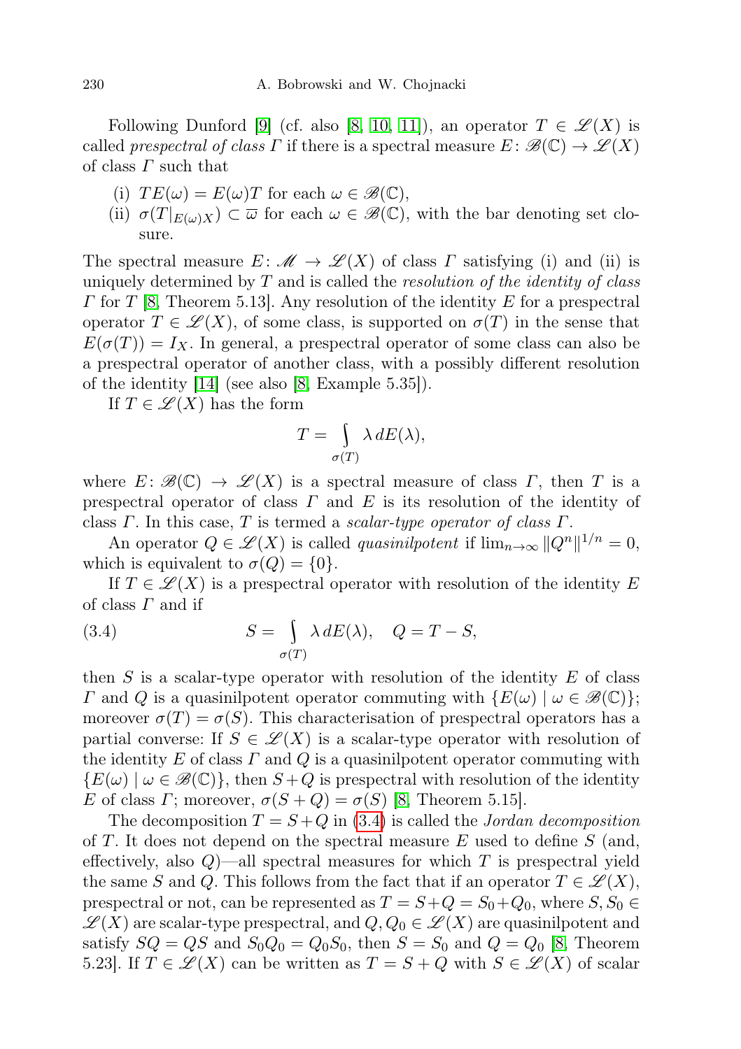Following Dunford [9] (cf. also [8, 10, 11]), an operator $T \in \mathscr{L}(X)$ is called *prespectral of class $\Gamma$* if there is a spectral measure $E\colon \mathscr{B}(\mathbb{C}) \to \mathscr{L}(X)$ of class $\Gamma$ such that

(i) $TE(\omega) = E(\omega)T$ for each $\omega \in \mathscr{B}(\mathbb{C})$,
(ii) $\sigma(T|_{E(\omega)X}) \subset \overline{\omega}$ for each $\omega \in \mathscr{B}(\mathbb{C})$, with the bar denoting set closure.

The spectral measure $E\colon \mathscr{M} \to \mathscr{L}(X)$ of class $\Gamma$ satisfying (i) and (ii) is uniquely determined by $T$ and is called the *resolution of the identity of class $\Gamma$* for $T$ [8, Theorem 5.13]. Any resolution of the identity $E$ for a prespectral operator $T \in \mathscr{L}(X)$, of some class, is supported on $\sigma(T)$ in the sense that $E(\sigma(T)) = I_X$. In general, a prespectral operator of some class can also be a prespectral operator of another class, with a possibly different resolution of the identity [14] (see also [8, Example 5.35]).

If $T \in \mathscr{L}(X)$ has the form

$$T = \int_{\sigma(T)} \lambda \, dE(\lambda),$$

where $E\colon \mathscr{B}(\mathbb{C}) \to \mathscr{L}(X)$ is a spectral measure of class $\Gamma$, then $T$ is a prespectral operator of class $\Gamma$ and $E$ is its resolution of the identity of class $\Gamma$. In this case, $T$ is termed a *scalar-type operator of class $\Gamma$*.

An operator $Q \in \mathscr{L}(X)$ is called *quasinilpotent* if $\lim_{n\to\infty} \|Q^n\|^{1/n} = 0$, which is equivalent to $\sigma(Q) = \{0\}$.

If $T \in \mathscr{L}(X)$ is a prespectral operator with resolution of the identity $E$ of class $\Gamma$ and if

$$S = \int_{\sigma(T)} \lambda \, dE(\lambda), \quad Q = T - S, \tag{3.4}$$

then $S$ is a scalar-type operator with resolution of the identity $E$ of class $\Gamma$ and $Q$ is a quasinilpotent operator commuting with $\{E(\omega) \mid \omega \in \mathscr{B}(\mathbb{C})\}$; moreover $\sigma(T) = \sigma(S)$. This characterisation of prespectral operators has a partial converse: If $S \in \mathscr{L}(X)$ is a scalar-type operator with resolution of the identity $E$ of class $\Gamma$ and $Q$ is a quasinilpotent operator commuting with $\{E(\omega) \mid \omega \in \mathscr{B}(\mathbb{C})\}$, then $S+Q$ is prespectral with resolution of the identity $E$ of class $\Gamma$; moreover, $\sigma(S+Q) = \sigma(S)$ [8, Theorem 5.15].

The decomposition $T = S+Q$ in (3.4) is called the *Jordan decomposition* of $T$. It does not depend on the spectral measure $E$ used to define $S$ (and, effectively, also $Q$)—all spectral measures for which $T$ is prespectral yield the same $S$ and $Q$. This follows from the fact that if an operator $T \in \mathscr{L}(X)$, prespectral or not, can be represented as $T = S+Q = S_0+Q_0$, where $S, S_0 \in \mathscr{L}(X)$ are scalar-type prespectral, and $Q, Q_0 \in \mathscr{L}(X)$ are quasinilpotent and satisfy $SQ = QS$ and $S_0Q_0 = Q_0S_0$, then $S = S_0$ and $Q = Q_0$ [8, Theorem 5.23]. If $T \in \mathscr{L}(X)$ can be written as $T = S + Q$ with $S \in \mathscr{L}(X)$ of scalar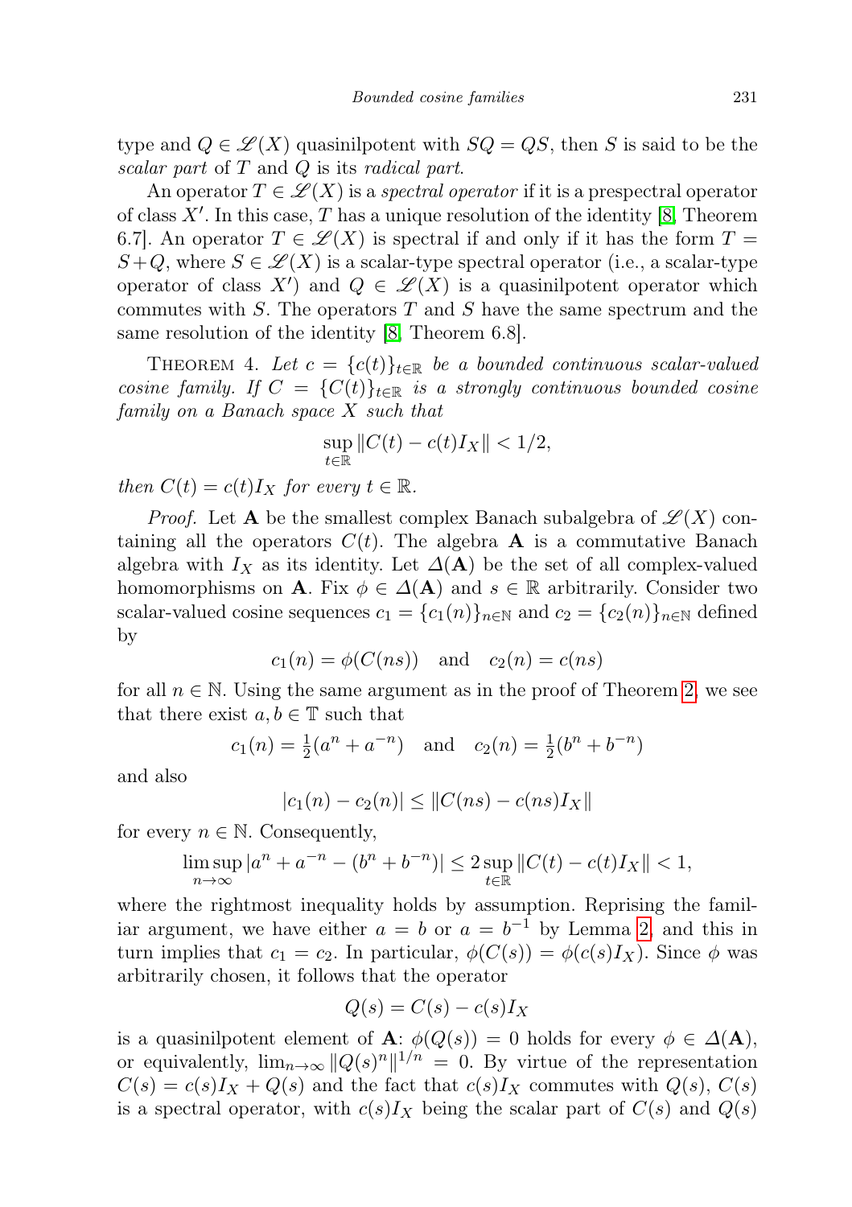type and $Q \in \mathscr{L}(X)$ quasinilpotent with $SQ = QS$, then $S$ is said to be the *scalar part* of $T$ and $Q$ is its *radical part*.

An operator $T \in \mathscr{L}(X)$ is a *spectral operator* if it is a prespectral operator of class $X'$. In this case, $T$ has a unique resolution of the identity [8, Theorem 6.7]. An operator $T \in \mathscr{L}(X)$ is spectral if and only if it has the form $T = S + Q$, where $S \in \mathscr{L}(X)$ is a scalar-type spectral operator (i.e., a scalar-type operator of class $X'$) and $Q \in \mathscr{L}(X)$ is a quasinilpotent operator which commutes with $S$. The operators $T$ and $S$ have the same spectrum and the same resolution of the identity [8, Theorem 6.8].

THEOREM 4. *Let $c = \{c(t)\}_{t\in\mathbb{R}}$ be a bounded continuous scalar-valued cosine family. If $C = \{C(t)\}_{t\in\mathbb{R}}$ is a strongly continuous bounded cosine family on a Banach space $X$ such that*

$$\sup_{t\in\mathbb{R}} \|C(t) - c(t)I_X\| < 1/2,$$

*then $C(t) = c(t)I_X$ for every $t \in \mathbb{R}$.*

*Proof.* Let $\mathbf{A}$ be the smallest complex Banach subalgebra of $\mathscr{L}(X)$ containing all the operators $C(t)$. The algebra $\mathbf{A}$ is a commutative Banach algebra with $I_X$ as its identity. Let $\Delta(\mathbf{A})$ be the set of all complex-valued homomorphisms on $\mathbf{A}$. Fix $\phi \in \Delta(\mathbf{A})$ and $s \in \mathbb{R}$ arbitrarily. Consider two scalar-valued cosine sequences $c_1 = \{c_1(n)\}_{n\in\mathbb{N}}$ and $c_2 = \{c_2(n)\}_{n\in\mathbb{N}}$ defined by

$$c_1(n) = \phi(C(ns)) \quad \text{and} \quad c_2(n) = c(ns)$$

for all $n \in \mathbb{N}$. Using the same argument as in the proof of Theorem 2, we see that there exist $a, b \in \mathbb{T}$ such that

$$c_1(n) = \tfrac{1}{2}(a^n + a^{-n}) \quad \text{and} \quad c_2(n) = \tfrac{1}{2}(b^n + b^{-n})$$

and also

$$|c_1(n) - c_2(n)| \le \|C(ns) - c(ns)I_X\|$$

for every $n \in \mathbb{N}$. Consequently,

$$\limsup_{n\to\infty} |a^n + a^{-n} - (b^n + b^{-n})| \le 2 \sup_{t\in\mathbb{R}} \|C(t) - c(t)I_X\| < 1,$$

where the rightmost inequality holds by assumption. Reprising the familiar argument, we have either $a = b$ or $a = b^{-1}$ by Lemma 2, and this in turn implies that $c_1 = c_2$. In particular, $\phi(C(s)) = \phi(c(s)I_X)$. Since $\phi$ was arbitrarily chosen, it follows that the operator

$$Q(s) = C(s) - c(s)I_X$$

is a quasinilpotent element of $\mathbf{A}$: $\phi(Q(s)) = 0$ holds for every $\phi \in \Delta(\mathbf{A})$, or equivalently, $\lim_{n\to\infty} \|Q(s)^n\|^{1/n} = 0$. By virtue of the representation $C(s) = c(s)I_X + Q(s)$ and the fact that $c(s)I_X$ commutes with $Q(s)$, $C(s)$ is a spectral operator, with $c(s)I_X$ being the scalar part of $C(s)$ and $Q(s)$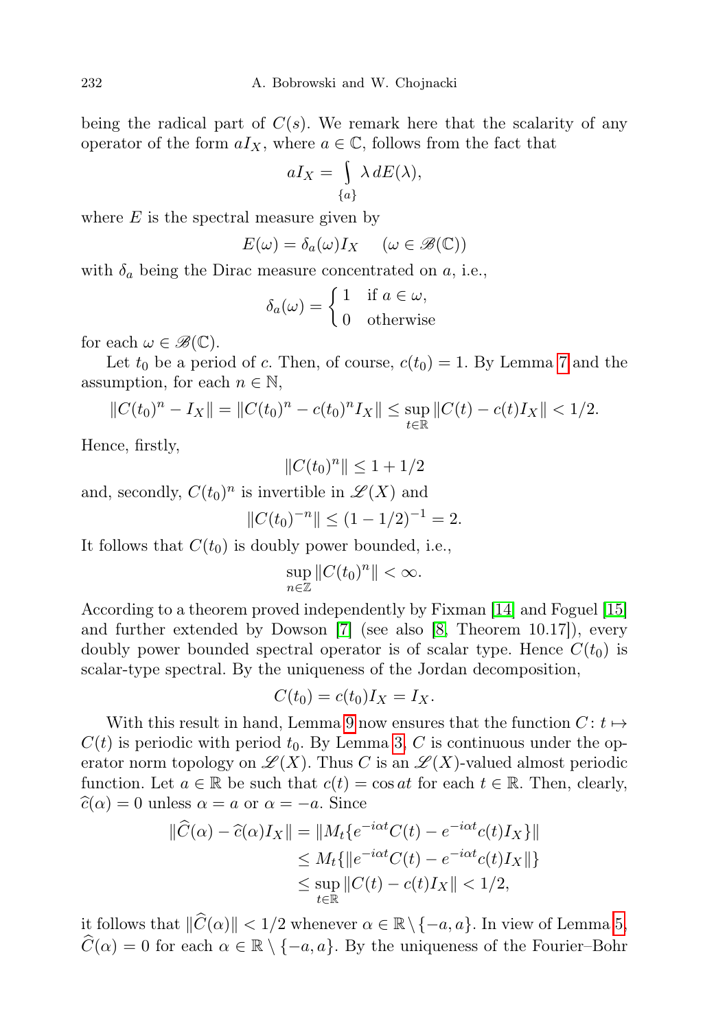being the radical part of $C(s)$. We remark here that the scalarity of any operator of the form $aI_X$, where $a \in \mathbb{C}$, follows from the fact that

$$aI_X = \int_{\{a\}} \lambda \, dE(\lambda),$$

where $E$ is the spectral measure given by

$$E(\omega) = \delta_a(\omega) I_X \quad (\omega \in \mathscr{B}(\mathbb{C}))$$

with $\delta_a$ being the Dirac measure concentrated on $a$, i.e.,

$$\delta_a(\omega) = \begin{cases} 1 & \text{if } a \in \omega, \\ 0 & \text{otherwise} \end{cases}$$

for each $\omega \in \mathscr{B}(\mathbb{C})$.

Let $t_0$ be a period of $c$. Then, of course, $c(t_0) = 1$. By Lemma 7 and the assumption, for each $n \in \mathbb{N}$,

$$\|C(t_0)^n - I_X\| = \|C(t_0)^n - c(t_0)^n I_X\| \le \sup_{t \in \mathbb{R}} \|C(t) - c(t) I_X\| < 1/2.$$

Hence, firstly,

$$\|C(t_0)^n\| \le 1 + 1/2$$

and, secondly, $C(t_0)^n$ is invertible in $\mathscr{L}(X)$ and

$$\|C(t_0)^{-n}\| \le (1 - 1/2)^{-1} = 2.$$

It follows that $C(t_0)$ is doubly power bounded, i.e.,

$$\sup_{n \in \mathbb{Z}} \|C(t_0)^n\| < \infty.$$

According to a theorem proved independently by Fixman [14] and Foguel [15] and further extended by Dowson [7] (see also [8, Theorem 10.17]), every doubly power bounded spectral operator is of scalar type. Hence $C(t_0)$ is scalar-type spectral. By the uniqueness of the Jordan decomposition,

$$C(t_0) = c(t_0) I_X = I_X.$$

With this result in hand, Lemma 9 now ensures that the function $C \colon t \mapsto C(t)$ is periodic with period $t_0$. By Lemma 3, $C$ is continuous under the operator norm topology on $\mathscr{L}(X)$. Thus $C$ is an $\mathscr{L}(X)$-valued almost periodic function. Let $a \in \mathbb{R}$ be such that $c(t) = \cos at$ for each $t \in \mathbb{R}$. Then, clearly, $\widehat{c}(\alpha) = 0$ unless $\alpha = a$ or $\alpha = -a$. Since

$$\begin{aligned}
\|\widehat{C}(\alpha) - \widehat{c}(\alpha) I_X\| &= \|M_t\{e^{-i\alpha t} C(t) - e^{-i\alpha t} c(t) I_X\}\| \\
&\le M_t\{\|e^{-i\alpha t} C(t) - e^{-i\alpha t} c(t) I_X\|\} \\
&\le \sup_{t \in \mathbb{R}} \|C(t) - c(t) I_X\| < 1/2,
\end{aligned}$$

it follows that $\|\widehat{C}(\alpha)\| < 1/2$ whenever $\alpha \in \mathbb{R} \setminus \{-a, a\}$. In view of Lemma 5, $\widehat{C}(\alpha) = 0$ for each $\alpha \in \mathbb{R} \setminus \{-a, a\}$. By the uniqueness of the Fourier–Bohr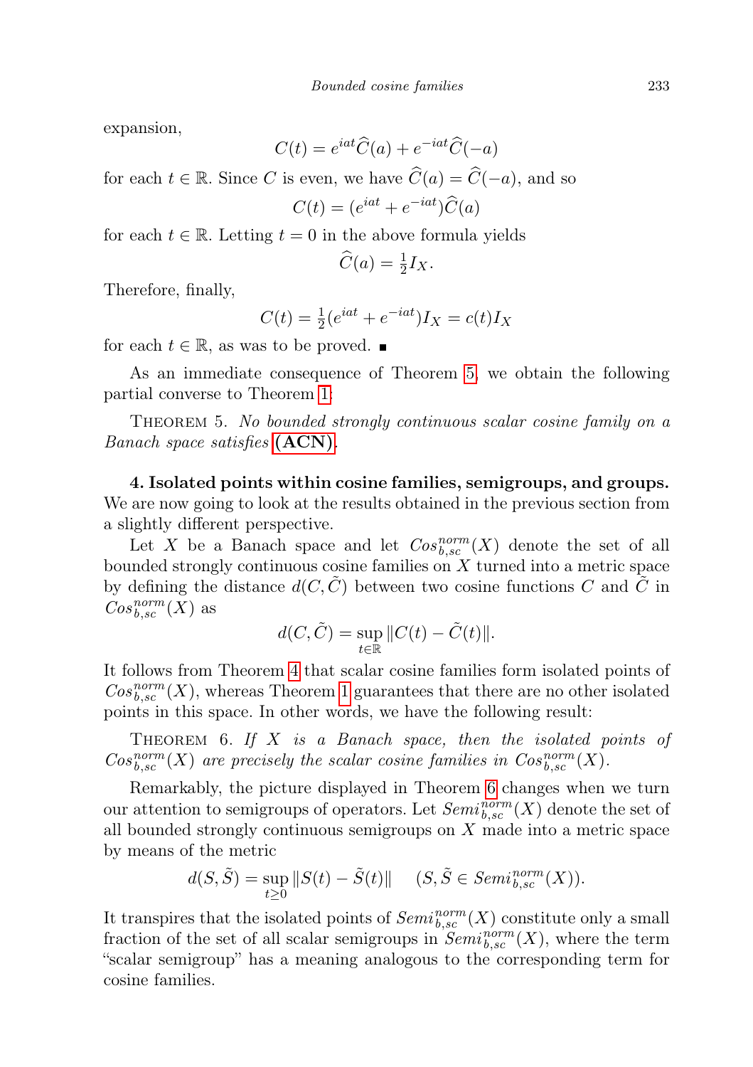expansion,

$$C(t) = e^{iat}\widehat{C}(a) + e^{-iat}\widehat{C}(-a)$$

for each $t \in \mathbb{R}$. Since $C$ is even, we have $\widehat{C}(a) = \widehat{C}(-a)$, and so

$$C(t) = (e^{iat} + e^{-iat})\widehat{C}(a)$$

for each $t \in \mathbb{R}$. Letting $t = 0$ in the above formula yields

$$\widehat{C}(a) = \tfrac{1}{2}I_X.$$

Therefore, finally,

$$C(t) = \tfrac{1}{2}(e^{iat} + e^{-iat})I_X = c(t)I_X$$

for each $t \in \mathbb{R}$, as was to be proved. ∎

As an immediate consequence of Theorem 5, we obtain the following partial converse to Theorem 1:

THEOREM 5. *No bounded strongly continuous scalar cosine family on a Banach space satisfies* **(ACN)**.

**4. Isolated points within cosine families, semigroups, and groups.** We are now going to look at the results obtained in the previous section from a slightly different perspective.

Let $X$ be a Banach space and let $Cos_{b,sc}^{norm}(X)$ denote the set of all bounded strongly continuous cosine families on $X$ turned into a metric space by defining the distance $d(C, \tilde{C})$ between two cosine functions $C$ and $\tilde{C}$ in $Cos_{b,sc}^{norm}(X)$ as

$$d(C, \tilde{C}) = \sup_{t \in \mathbb{R}} \|C(t) - \tilde{C}(t)\|.$$

It follows from Theorem 4 that scalar cosine families form isolated points of $Cos_{b,sc}^{norm}(X)$, whereas Theorem 1 guarantees that there are no other isolated points in this space. In other words, we have the following result:

THEOREM 6. *If $X$ is a Banach space, then the isolated points of $Cos_{b,sc}^{norm}(X)$ are precisely the scalar cosine families in $Cos_{b,sc}^{norm}(X)$.*

Remarkably, the picture displayed in Theorem 6 changes when we turn our attention to semigroups of operators. Let $Semi_{b,sc}^{norm}(X)$ denote the set of all bounded strongly continuous semigroups on $X$ made into a metric space by means of the metric

$$d(S, \tilde{S}) = \sup_{t \geq 0} \|S(t) - \tilde{S}(t)\| \quad (S, \tilde{S} \in Semi_{b,sc}^{norm}(X)).$$

It transpires that the isolated points of $Semi_{b,sc}^{norm}(X)$ constitute only a small fraction of the set of all scalar semigroups in $Semi_{b,sc}^{norm}(X)$, where the term "scalar semigroup" has a meaning analogous to the corresponding term for cosine families.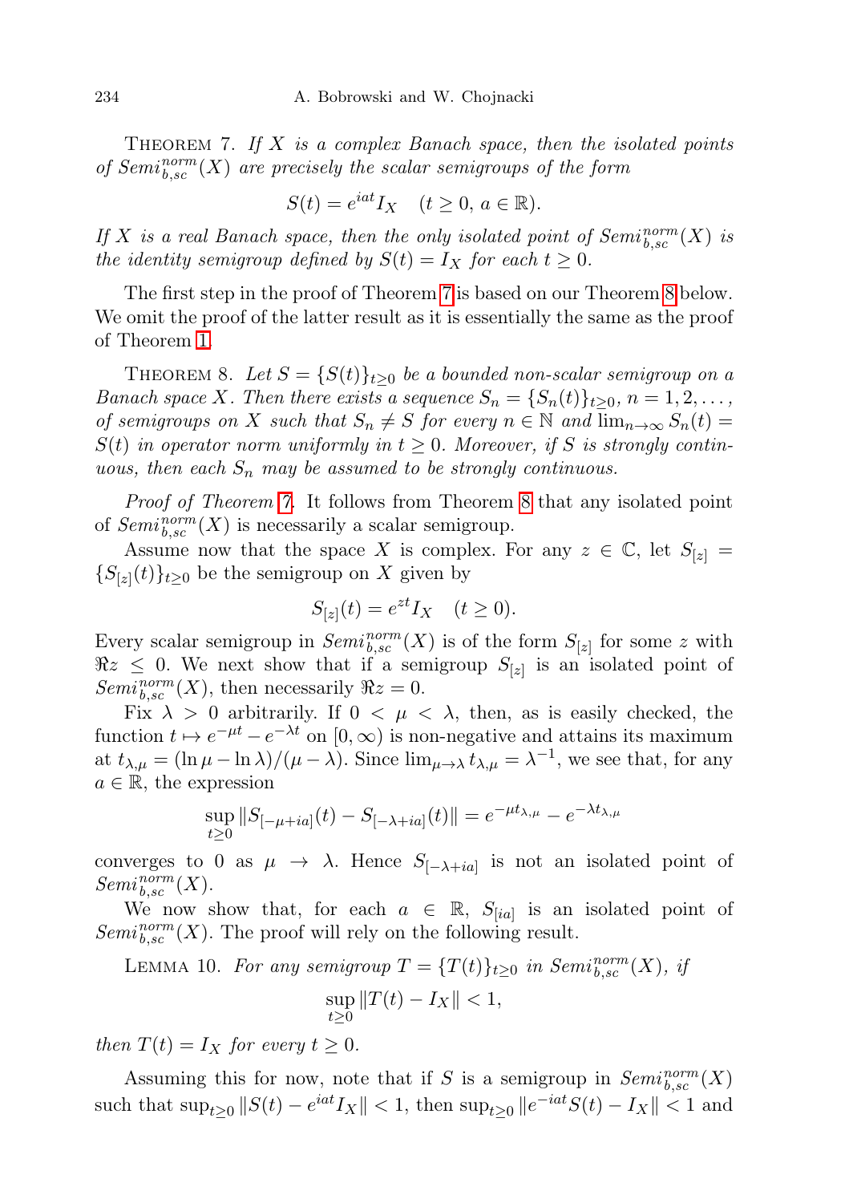THEOREM 7. *If $X$ is a complex Banach space, then the isolated points of $Semi^{norm}_{b,sc}(X)$ are precisely the scalar semigroups of the form*

$$S(t) = e^{iat} I_X \quad (t \geq 0,\, a \in \mathbb{R}).$$

*If $X$ is a real Banach space, then the only isolated point of $Semi^{norm}_{b,sc}(X)$ is the identity semigroup defined by $S(t) = I_X$ for each $t \geq 0$.*

The first step in the proof of Theorem 7 is based on our Theorem 8 below. We omit the proof of the latter result as it is essentially the same as the proof of Theorem 1.

THEOREM 8. *Let $S = \{S(t)\}_{t\geq 0}$ be a bounded non-scalar semigroup on a Banach space $X$. Then there exists a sequence $S_n = \{S_n(t)\}_{t\geq 0}$, $n = 1, 2, \ldots,$ of semigroups on $X$ such that $S_n \neq S$ for every $n \in \mathbb{N}$ and $\lim_{n\to\infty} S_n(t) = S(t)$ in operator norm uniformly in $t \geq 0$. Moreover, if $S$ is strongly continuous, then each $S_n$ may be assumed to be strongly continuous.*

*Proof of Theorem 7.* It follows from Theorem 8 that any isolated point of $Semi^{norm}_{b,sc}(X)$ is necessarily a scalar semigroup.

Assume now that the space $X$ is complex. For any $z \in \mathbb{C}$, let $S_{[z]} = \{S_{[z]}(t)\}_{t\geq 0}$ be the semigroup on $X$ given by

$$S_{[z]}(t) = e^{zt} I_X \quad (t \geq 0).$$

Every scalar semigroup in $Semi^{norm}_{b,sc}(X)$ is of the form $S_{[z]}$ for some $z$ with $\Re z \leq 0$. We next show that if a semigroup $S_{[z]}$ is an isolated point of $Semi^{norm}_{b,sc}(X)$, then necessarily $\Re z = 0$.

Fix $\lambda > 0$ arbitrarily. If $0 < \mu < \lambda$, then, as is easily checked, the function $t \mapsto e^{-\mu t} - e^{-\lambda t}$ on $[0, \infty)$ is non-negative and attains its maximum at $t_{\lambda,\mu} = (\ln \mu - \ln \lambda)/(\mu - \lambda)$. Since $\lim_{\mu\to\lambda} t_{\lambda,\mu} = \lambda^{-1}$, we see that, for any $a \in \mathbb{R}$, the expression

$$\sup_{t\geq 0} \|S_{[-\mu+ia]}(t) - S_{[-\lambda+ia]}(t)\| = e^{-\mu t_{\lambda,\mu}} - e^{-\lambda t_{\lambda,\mu}}$$

converges to 0 as $\mu \to \lambda$. Hence $S_{[-\lambda+ia]}$ is not an isolated point of $Semi^{norm}_{b,sc}(X)$.

We now show that, for each $a \in \mathbb{R}$, $S_{[ia]}$ is an isolated point of $Semi^{norm}_{b,sc}(X)$. The proof will rely on the following result.

LEMMA 10. *For any semigroup $T = \{T(t)\}_{t\geq 0}$ in $Semi^{norm}_{b,sc}(X)$, if*

$$\sup_{t\geq 0} \|T(t) - I_X\| < 1,$$

*then $T(t) = I_X$ for every $t \geq 0$.*

Assuming this for now, note that if $S$ is a semigroup in $Semi^{norm}_{b,sc}(X)$ such that $\sup_{t\geq 0} \|S(t) - e^{iat} I_X\| < 1$, then $\sup_{t\geq 0} \|e^{-iat} S(t) - I_X\| < 1$ and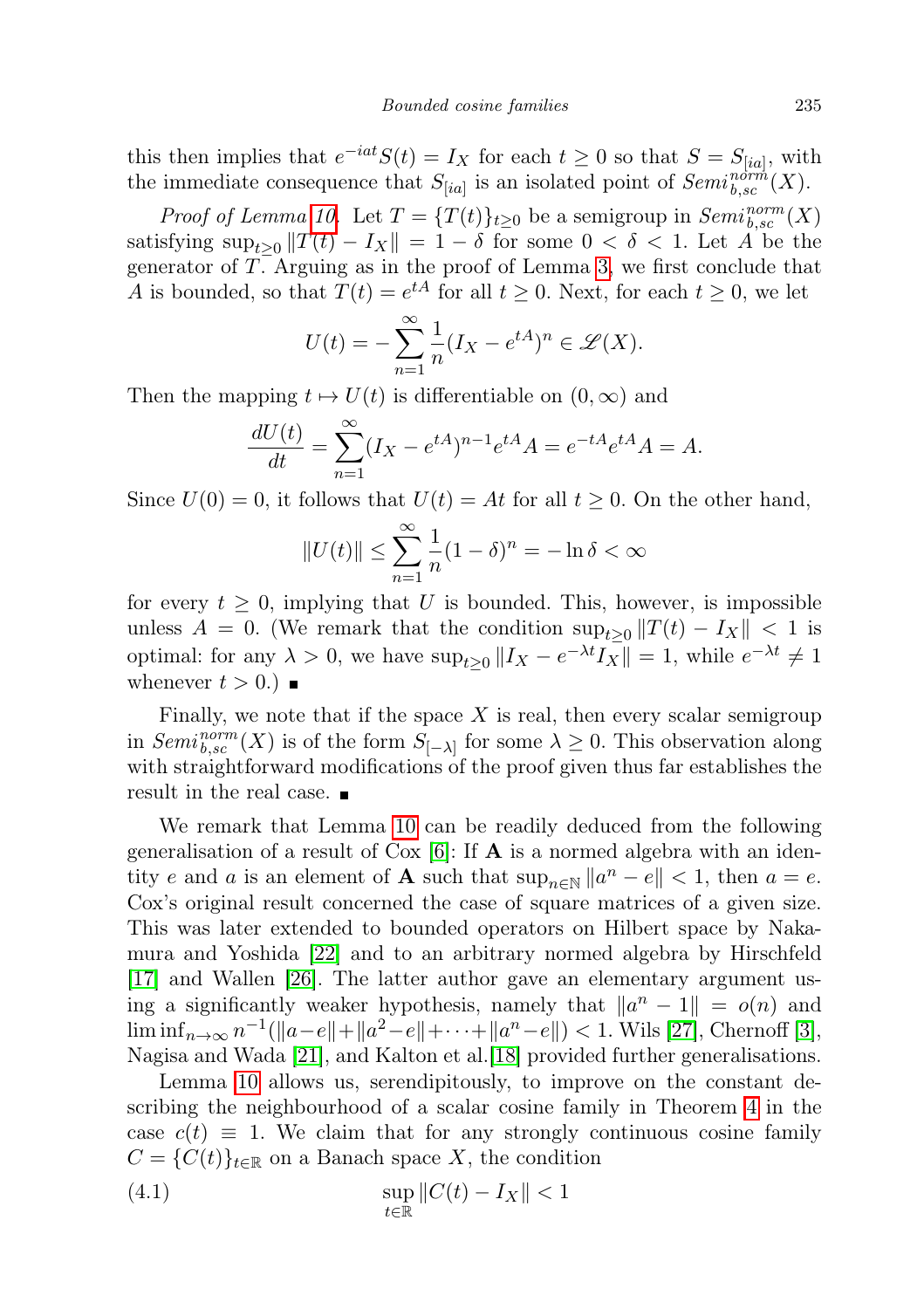this then implies that $e^{-iat}S(t) = I_X$ for each $t \geq 0$ so that $S = S_{[ia]}$, with the immediate consequence that $S_{[ia]}$ is an isolated point of $Semi_{b,sc}^{norm}(X)$.

*Proof of Lemma 10.* Let $T = \{T(t)\}_{t\geq 0}$ be a semigroup in $Semi_{b,sc}^{norm}(X)$ satisfying $\sup_{t\geq 0} \|T(t) - I_X\| = 1 - \delta$ for some $0 < \delta < 1$. Let $A$ be the generator of $T$. Arguing as in the proof of Lemma 3, we first conclude that $A$ is bounded, so that $T(t) = e^{tA}$ for all $t \geq 0$. Next, for each $t \geq 0$, we let

$$U(t) = -\sum_{n=1}^{\infty} \frac{1}{n}(I_X - e^{tA})^n \in \mathscr{L}(X).$$

Then the mapping $t \mapsto U(t)$ is differentiable on $(0, \infty)$ and

$$\frac{dU(t)}{dt} = \sum_{n=1}^{\infty} (I_X - e^{tA})^{n-1} e^{tA} A = e^{-tA} e^{tA} A = A.$$

Since $U(0) = 0$, it follows that $U(t) = At$ for all $t \geq 0$. On the other hand,

$$\|U(t)\| \leq \sum_{n=1}^{\infty} \frac{1}{n}(1 - \delta)^n = -\ln \delta < \infty$$

for every $t \geq 0$, implying that $U$ is bounded. This, however, is impossible unless $A = 0$. (We remark that the condition $\sup_{t\geq 0} \|T(t) - I_X\| < 1$ is optimal: for any $\lambda > 0$, we have $\sup_{t\geq 0} \|I_X - e^{-\lambda t} I_X\| = 1$, while $e^{-\lambda t} \neq 1$ whenever $t > 0$.) ∎

Finally, we note that if the space $X$ is real, then every scalar semigroup in $Semi_{b,sc}^{norm}(X)$ is of the form $S_{[-\lambda]}$ for some $\lambda \geq 0$. This observation along with straightforward modifications of the proof given thus far establishes the result in the real case. ∎

We remark that Lemma 10 can be readily deduced from the following generalisation of a result of Cox [6]: If $\mathbf{A}$ is a normed algebra with an identity $e$ and $a$ is an element of $\mathbf{A}$ such that $\sup_{n\in\mathbb{N}} \|a^n - e\| < 1$, then $a = e$. Cox's original result concerned the case of square matrices of a given size. This was later extended to bounded operators on Hilbert space by Nakamura and Yoshida [22] and to an arbitrary normed algebra by Hirschfeld [17] and Wallen [26]. The latter author gave an elementary argument using a significantly weaker hypothesis, namely that $\|a^n - 1\| = o(n)$ and $\liminf_{n\to\infty} n^{-1}(\|a-e\| + \|a^2-e\| + \cdots + \|a^n-e\|) < 1$. Wils [27], Chernoff [3], Nagisa and Wada [21], and Kalton et al.[18] provided further generalisations.

Lemma 10 allows us, serendipitously, to improve on the constant describing the neighbourhood of a scalar cosine family in Theorem 4 in the case $c(t) \equiv 1$. We claim that for any strongly continuous cosine family $C = \{C(t)\}_{t\in\mathbb{R}}$ on a Banach space $X$, the condition

$$\sup_{t\in\mathbb{R}} \|C(t) - I_X\| < 1 \tag{4.1}$$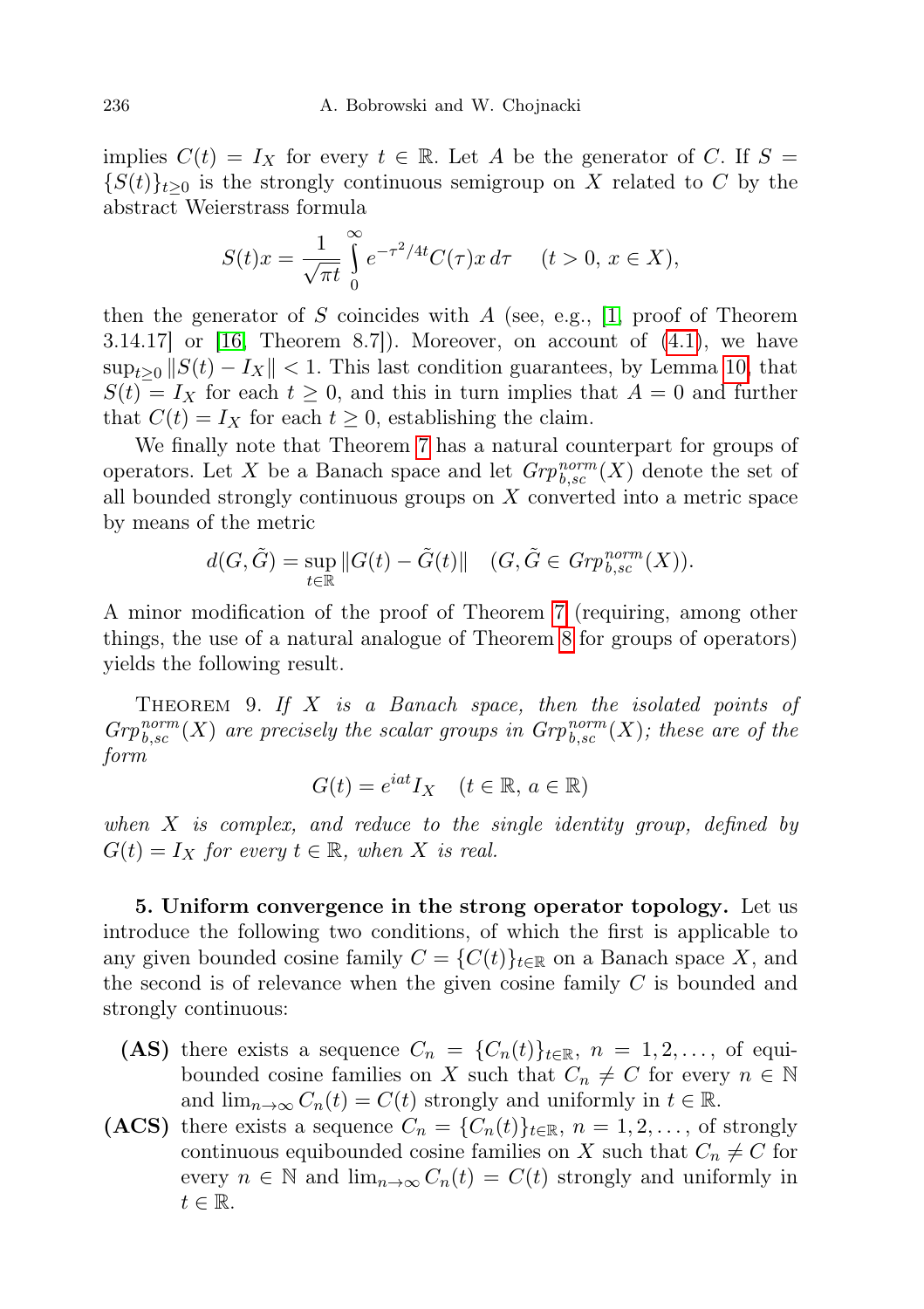implies $C(t) = I_X$ for every $t \in \mathbb{R}$. Let $A$ be the generator of $C$. If $S = \{S(t)\}_{t\geq 0}$ is the strongly continuous semigroup on $X$ related to $C$ by the abstract Weierstrass formula

$$S(t)x = \frac{1}{\sqrt{\pi t}} \int_0^\infty e^{-\tau^2/4t} C(\tau)x \, d\tau \quad (t > 0, \, x \in X),$$

then the generator of $S$ coincides with $A$ (see, e.g., [1, proof of Theorem 3.14.17] or [16, Theorem 8.7]). Moreover, on account of (4.1), we have $\sup_{t\geq 0} \|S(t) - I_X\| < 1$. This last condition guarantees, by Lemma 10, that $S(t) = I_X$ for each $t \geq 0$, and this in turn implies that $A = 0$ and further that $C(t) = I_X$ for each $t \geq 0$, establishing the claim.

We finally note that Theorem 7 has a natural counterpart for groups of operators. Let $X$ be a Banach space and let $Grp_{b,sc}^{norm}(X)$ denote the set of all bounded strongly continuous groups on $X$ converted into a metric space by means of the metric

$$d(G, \tilde{G}) = \sup_{t\in\mathbb{R}} \|G(t) - \tilde{G}(t)\| \quad (G, \tilde{G} \in Grp_{b,sc}^{norm}(X)).$$

A minor modification of the proof of Theorem 7 (requiring, among other things, the use of a natural analogue of Theorem 8 for groups of operators) yields the following result.

Theorem 9. *If $X$ is a Banach space, then the isolated points of $Grp_{b,sc}^{norm}(X)$ are precisely the scalar groups in $Grp_{b,sc}^{norm}(X)$; these are of the form*

$$G(t) = e^{iat} I_X \quad (t \in \mathbb{R}, \, a \in \mathbb{R})$$

*when $X$ is complex, and reduce to the single identity group, defined by $G(t) = I_X$ for every $t \in \mathbb{R}$, when $X$ is real.*

**5. Uniform convergence in the strong operator topology.** Let us introduce the following two conditions, of which the first is applicable to any given bounded cosine family $C = \{C(t)\}_{t\in\mathbb{R}}$ on a Banach space $X$, and the second is of relevance when the given cosine family $C$ is bounded and strongly continuous:

- **(AS)** there exists a sequence $C_n = \{C_n(t)\}_{t\in\mathbb{R}}$, $n = 1, 2, \ldots$, of equibounded cosine families on $X$ such that $C_n \neq C$ for every $n \in \mathbb{N}$ and $\lim_{n\to\infty} C_n(t) = C(t)$ strongly and uniformly in $t \in \mathbb{R}$.
- **(ACS)** there exists a sequence $C_n = \{C_n(t)\}_{t\in\mathbb{R}}$, $n = 1, 2, \ldots$, of strongly continuous equibounded cosine families on $X$ such that $C_n \neq C$ for every $n \in \mathbb{N}$ and $\lim_{n\to\infty} C_n(t) = C(t)$ strongly and uniformly in $t \in \mathbb{R}$.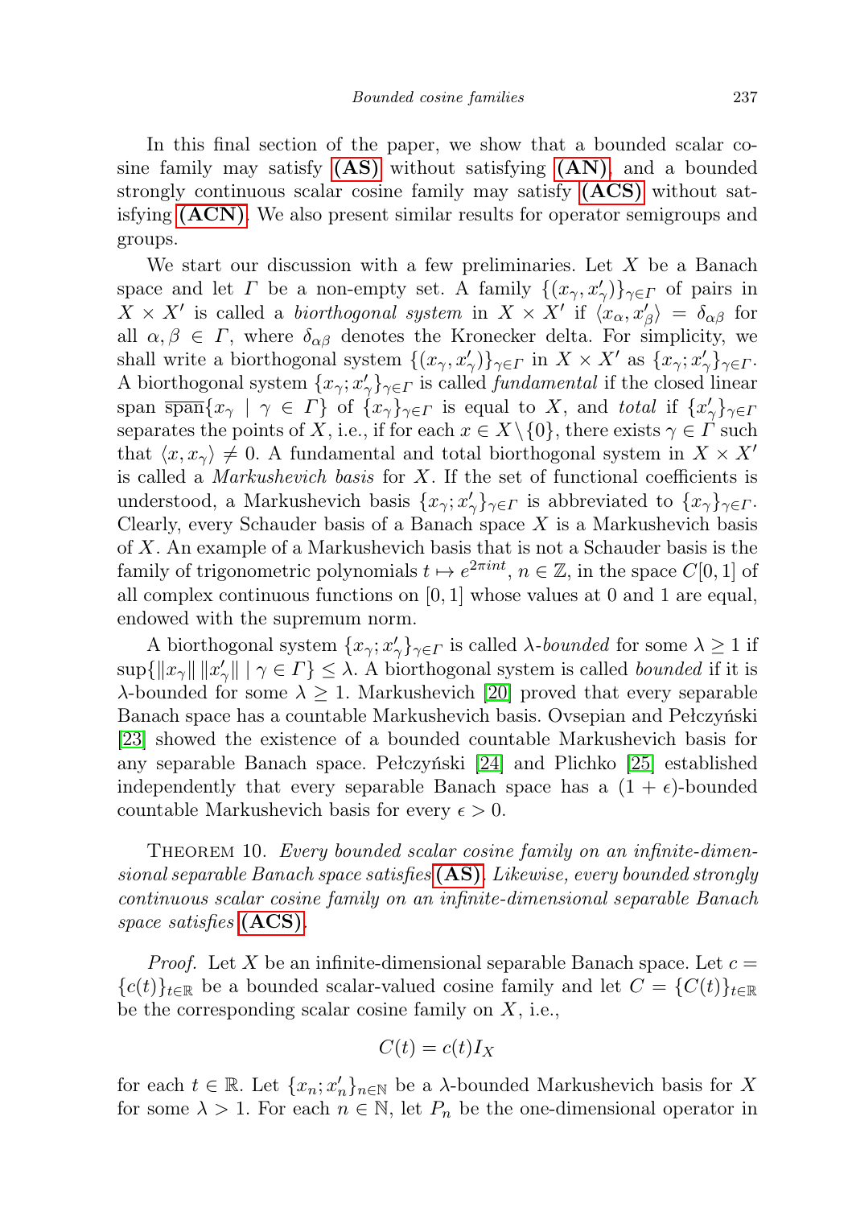In this final section of the paper, we show that a bounded scalar cosine family may satisfy **(AS)** without satisfying **(AN)**, and a bounded strongly continuous scalar cosine family may satisfy **(ACS)** without satisfying **(ACN)**. We also present similar results for operator semigroups and groups.

We start our discussion with a few preliminaries. Let $X$ be a Banach space and let $\Gamma$ be a non-empty set. A family $\{(x_\gamma, x'_\gamma)\}_{\gamma\in\Gamma}$ of pairs in $X \times X'$ is called a *biorthogonal system* in $X \times X'$ if $\langle x_\alpha, x'_\beta\rangle = \delta_{\alpha\beta}$ for all $\alpha, \beta \in \Gamma$, where $\delta_{\alpha\beta}$ denotes the Kronecker delta. For simplicity, we shall write a biorthogonal system $\{(x_\gamma, x'_\gamma)\}_{\gamma\in\Gamma}$ in $X \times X'$ as $\{x_\gamma; x'_\gamma\}_{\gamma\in\Gamma}$. A biorthogonal system $\{x_\gamma; x'_\gamma\}_{\gamma\in\Gamma}$ is called *fundamental* if the closed linear span $\overline{\operatorname{span}}\{x_\gamma \mid \gamma \in \Gamma\}$ of $\{x_\gamma\}_{\gamma\in\Gamma}$ is equal to $X$, and *total* if $\{x'_\gamma\}_{\gamma\in\Gamma}$ separates the points of $X$, i.e., if for each $x \in X\setminus\{0\}$, there exists $\gamma \in \Gamma$ such that $\langle x, x_\gamma\rangle \neq 0$. A fundamental and total biorthogonal system in $X \times X'$ is called a *Markushevich basis* for $X$. If the set of functional coefficients is understood, a Markushevich basis $\{x_\gamma; x'_\gamma\}_{\gamma\in\Gamma}$ is abbreviated to $\{x_\gamma\}_{\gamma\in\Gamma}$. Clearly, every Schauder basis of a Banach space $X$ is a Markushevich basis of $X$. An example of a Markushevich basis that is not a Schauder basis is the family of trigonometric polynomials $t \mapsto e^{2\pi int}$, $n \in \mathbb{Z}$, in the space $C[0, 1]$ of all complex continuous functions on $[0, 1]$ whose values at 0 and 1 are equal, endowed with the supremum norm.

A biorthogonal system $\{x_\gamma; x'_\gamma\}_{\gamma\in\Gamma}$ is called $\lambda$-*bounded* for some $\lambda \geq 1$ if $\sup\{\|x_\gamma\| \, \|x'_\gamma\| \mid \gamma \in \Gamma\} \leq \lambda$. A biorthogonal system is called *bounded* if it is $\lambda$-bounded for some $\lambda \geq 1$. Markushevich [20] proved that every separable Banach space has a countable Markushevich basis. Ovsepian and Pełczyński [23] showed the existence of a bounded countable Markushevich basis for any separable Banach space. Pełczyński [24] and Plichko [25] established independently that every separable Banach space has a $(1 + \epsilon)$-bounded countable Markushevich basis for every $\epsilon > 0$.

Theorem 10. *Every bounded scalar cosine family on an infinite-dimensional separable Banach space satisfies* **(AS)**. *Likewise, every bounded strongly continuous scalar cosine family on an infinite-dimensional separable Banach space satisfies* **(ACS)**.

*Proof.* Let $X$ be an infinite-dimensional separable Banach space. Let $c = \{c(t)\}_{t\in\mathbb{R}}$ be a bounded scalar-valued cosine family and let $C = \{C(t)\}_{t\in\mathbb{R}}$ be the corresponding scalar cosine family on $X$, i.e.,

$$C(t) = c(t)I_X$$

for each $t \in \mathbb{R}$. Let $\{x_n; x'_n\}_{n\in\mathbb{N}}$ be a $\lambda$-bounded Markushevich basis for $X$ for some $\lambda > 1$. For each $n \in \mathbb{N}$, let $P_n$ be the one-dimensional operator in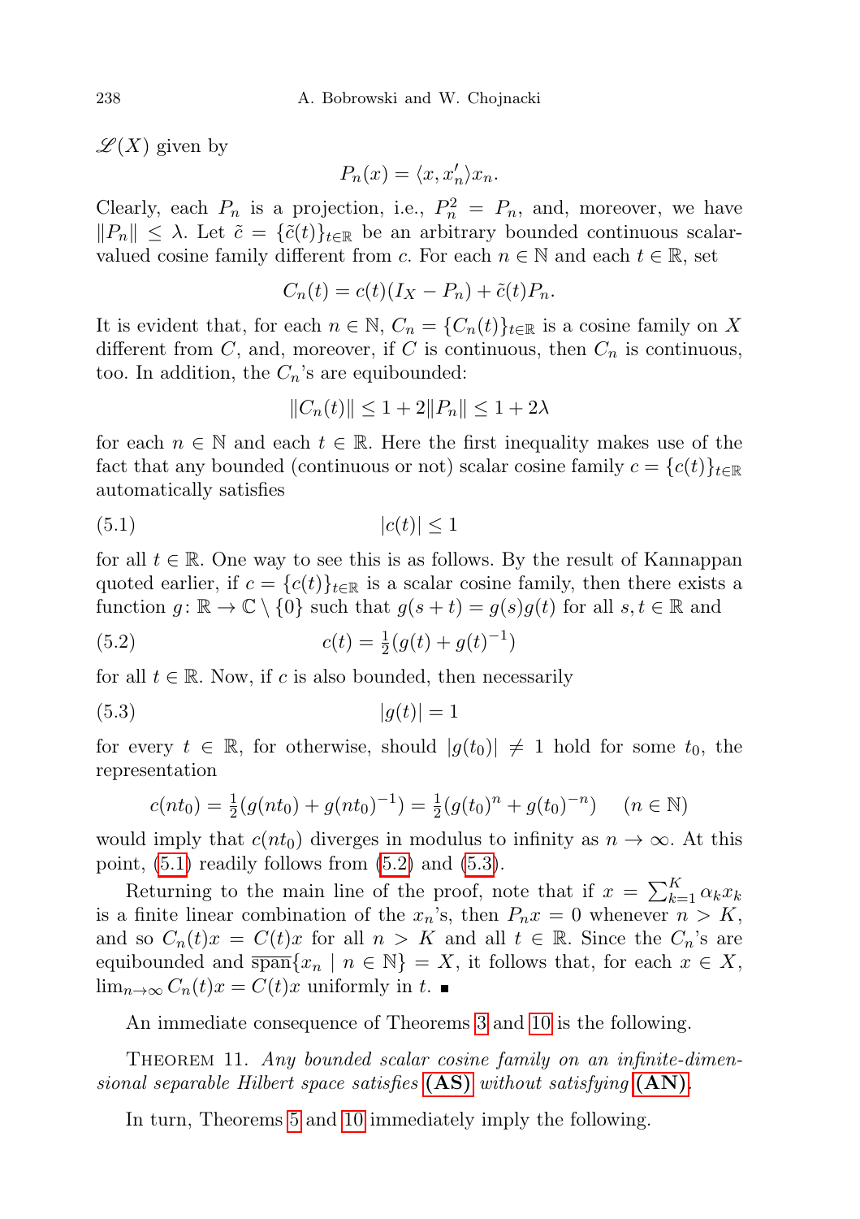$\mathscr{L}(X)$ given by

$$P_n(x) = \langle x, x'_n \rangle x_n.$$

Clearly, each $P_n$ is a projection, i.e., $P_n^2 = P_n$, and, moreover, we have $\|P_n\| \leq \lambda$. Let $\tilde{c} = \{\tilde{c}(t)\}_{t\in\mathbb{R}}$ be an arbitrary bounded continuous scalar-valued cosine family different from $c$. For each $n \in \mathbb{N}$ and each $t \in \mathbb{R}$, set

$$C_n(t) = c(t)(I_X - P_n) + \tilde{c}(t)P_n.$$

It is evident that, for each $n \in \mathbb{N}$, $C_n = \{C_n(t)\}_{t\in\mathbb{R}}$ is a cosine family on $X$ different from $C$, and, moreover, if $C$ is continuous, then $C_n$ is continuous, too. In addition, the $C_n$'s are equibounded:

$$\|C_n(t)\| \leq 1 + 2\|P_n\| \leq 1 + 2\lambda$$

for each $n \in \mathbb{N}$ and each $t \in \mathbb{R}$. Here the first inequality makes use of the fact that any bounded (continuous or not) scalar cosine family $c = \{c(t)\}_{t\in\mathbb{R}}$ automatically satisfies

$$|c(t)| \leq 1 \tag{5.1}$$

for all $t \in \mathbb{R}$. One way to see this is as follows. By the result of Kannappan quoted earlier, if $c = \{c(t)\}_{t\in\mathbb{R}}$ is a scalar cosine family, then there exists a function $g\colon \mathbb{R} \to \mathbb{C} \setminus \{0\}$ such that $g(s+t) = g(s)g(t)$ for all $s, t \in \mathbb{R}$ and

$$c(t) = \tfrac{1}{2}(g(t) + g(t)^{-1}) \tag{5.2}$$

for all $t \in \mathbb{R}$. Now, if $c$ is also bounded, then necessarily

$$|g(t)| = 1 \tag{5.3}$$

for every $t \in \mathbb{R}$, for otherwise, should $|g(t_0)| \neq 1$ hold for some $t_0$, the representation

$$c(nt_0) = \tfrac{1}{2}(g(nt_0) + g(nt_0)^{-1}) = \tfrac{1}{2}(g(t_0)^n + g(t_0)^{-n}) \qquad (n \in \mathbb{N})$$

would imply that $c(nt_0)$ diverges in modulus to infinity as $n \to \infty$. At this point, (5.1) readily follows from (5.2) and (5.3).

Returning to the main line of the proof, note that if $x = \sum_{k=1}^{K} \alpha_k x_k$ is a finite linear combination of the $x_n$'s, then $P_n x = 0$ whenever $n > K$, and so $C_n(t)x = C(t)x$ for all $n > K$ and all $t \in \mathbb{R}$. Since the $C_n$'s are equibounded and $\overline{\operatorname{span}}\{x_n \mid n \in \mathbb{N}\} = X$, it follows that, for each $x \in X$, $\lim_{n\to\infty} C_n(t)x = C(t)x$ uniformly in $t$. ∎

An immediate consequence of Theorems 3 and 10 is the following.

**Theorem 11.** *Any bounded scalar cosine family on an infinite-dimensional separable Hilbert space satisfies* **(AS)** *without satisfying* **(AN)**.

In turn, Theorems 5 and 10 immediately imply the following.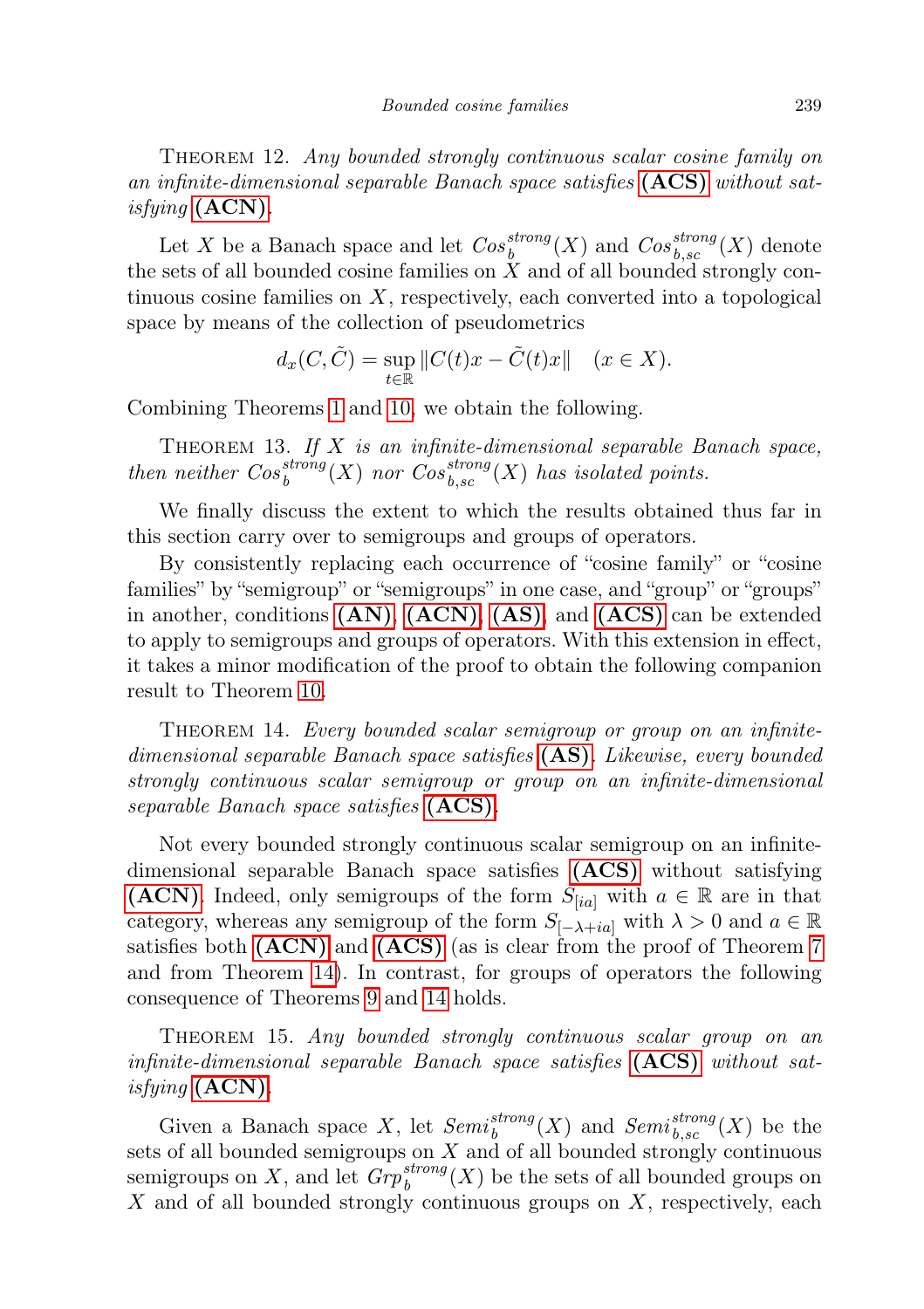Theorem 12. *Any bounded strongly continuous scalar cosine family on an infinite-dimensional separable Banach space satisfies* **(ACS)** *without satisfying* **(ACN)**.

Let $X$ be a Banach space and let $Cos_b^{strong}(X)$ and $Cos_{b,sc}^{strong}(X)$ denote the sets of all bounded cosine families on $X$ and of all bounded strongly continuous cosine families on $X$, respectively, each converted into a topological space by means of the collection of pseudometrics

$$d_x(C, \tilde{C}) = \sup_{t \in \mathbb{R}} \|C(t)x - \tilde{C}(t)x\| \quad (x \in X).$$

Combining Theorems 1 and 10, we obtain the following.

Theorem 13. *If $X$ is an infinite-dimensional separable Banach space, then neither $Cos_b^{strong}(X)$ nor $Cos_{b,sc}^{strong}(X)$ has isolated points.*

We finally discuss the extent to which the results obtained thus far in this section carry over to semigroups and groups of operators.

By consistently replacing each occurrence of "cosine family" or "cosine families" by "semigroup" or "semigroups" in one case, and "group" or "groups" in another, conditions **(AN)**, **(ACN)**, **(AS)**, and **(ACS)** can be extended to apply to semigroups and groups of operators. With this extension in effect, it takes a minor modification of the proof to obtain the following companion result to Theorem 10.

Theorem 14. *Every bounded scalar semigroup or group on an infinite-dimensional separable Banach space satisfies* **(AS)**. *Likewise, every bounded strongly continuous scalar semigroup or group on an infinite-dimensional separable Banach space satisfies* **(ACS)**.

Not every bounded strongly continuous scalar semigroup on an infinite-dimensional separable Banach space satisfies **(ACS)** without satisfying **(ACN)**. Indeed, only semigroups of the form $S_{[ia]}$ with $a \in \mathbb{R}$ are in that category, whereas any semigroup of the form $S_{[-\lambda+ia]}$ with $\lambda > 0$ and $a \in \mathbb{R}$ satisfies both **(ACN)** and **(ACS)** (as is clear from the proof of Theorem 7 and from Theorem 14). In contrast, for groups of operators the following consequence of Theorems 9 and 14 holds.

Theorem 15. *Any bounded strongly continuous scalar group on an infinite-dimensional separable Banach space satisfies* **(ACS)** *without satisfying* **(ACN)**.

Given a Banach space $X$, let $Semi_b^{strong}(X)$ and $Semi_{b,sc}^{strong}(X)$ be the sets of all bounded semigroups on $X$ and of all bounded strongly continuous semigroups on $X$, and let $Grp_b^{strong}(X)$ be the sets of all bounded groups on $X$ and of all bounded strongly continuous groups on $X$, respectively, each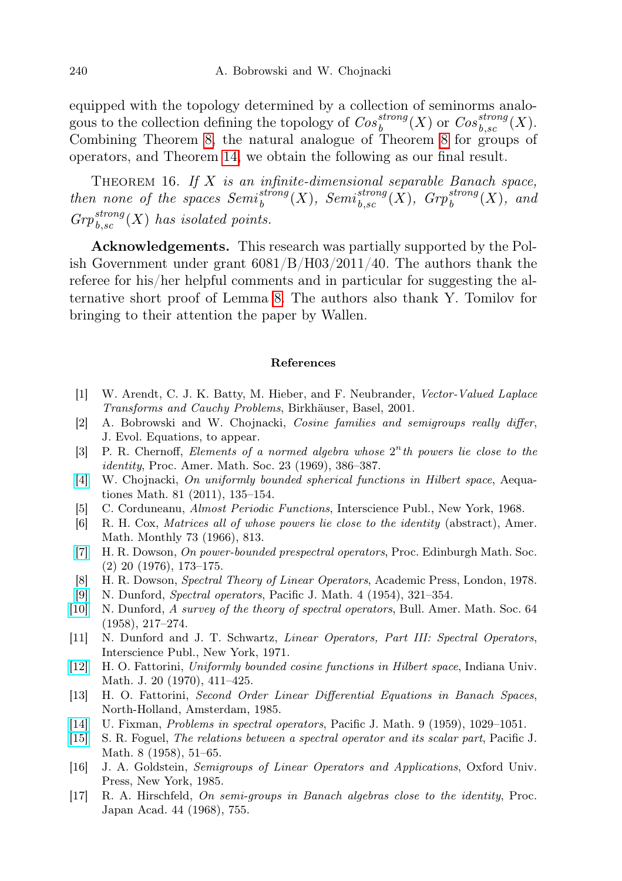equipped with the topology determined by a collection of seminorms analogous to the collection defining the topology of $Cos_b^{strong}(X)$ or $Cos_{b,sc}^{strong}(X)$. Combining Theorem 8, the natural analogue of Theorem 8 for groups of operators, and Theorem 14, we obtain the following as our final result.

THEOREM 16. *If $X$ is an infinite-dimensional separable Banach space, then none of the spaces $Semi_b^{strong}(X)$, $Semi_{b,sc}^{strong}(X)$, $Grp_b^{strong}(X)$, and $Grp_{b,sc}^{strong}(X)$ has isolated points.*

**Acknowledgements.** This research was partially supported by the Polish Government under grant 6081/B/H03/2011/40. The authors thank the referee for his/her helpful comments and in particular for suggesting the alternative short proof of Lemma 8. The authors also thank Y. Tomilov for bringing to their attention the paper by Wallen.

## References

[1] W. Arendt, C. J. K. Batty, M. Hieber, and F. Neubrander, *Vector-Valued Laplace Transforms and Cauchy Problems*, Birkhäuser, Basel, 2001.

[2] A. Bobrowski and W. Chojnacki, *Cosine families and semigroups really differ*, J. Evol. Equations, to appear.

[3] P. R. Chernoff, *Elements of a normed algebra whose $2^n$th powers lie close to the identity*, Proc. Amer. Math. Soc. 23 (1969), 386–387.

[4] W. Chojnacki, *On uniformly bounded spherical functions in Hilbert space*, Aequationes Math. 81 (2011), 135–154.

[5] C. Corduneanu, *Almost Periodic Functions*, Interscience Publ., New York, 1968.

[6] R. H. Cox, *Matrices all of whose powers lie close to the identity* (abstract), Amer. Math. Monthly 73 (1966), 813.

[7] H. R. Dowson, *On power-bounded prespectral operators*, Proc. Edinburgh Math. Soc. (2) 20 (1976), 173–175.

[8] H. R. Dowson, *Spectral Theory of Linear Operators*, Academic Press, London, 1978.

[9] N. Dunford, *Spectral operators*, Pacific J. Math. 4 (1954), 321–354.

[10] N. Dunford, *A survey of the theory of spectral operators*, Bull. Amer. Math. Soc. 64 (1958), 217–274.

[11] N. Dunford and J. T. Schwartz, *Linear Operators, Part III: Spectral Operators*, Interscience Publ., New York, 1971.

[12] H. O. Fattorini, *Uniformly bounded cosine functions in Hilbert space*, Indiana Univ. Math. J. 20 (1970), 411–425.

[13] H. O. Fattorini, *Second Order Linear Differential Equations in Banach Spaces*, North-Holland, Amsterdam, 1985.

[14] U. Fixman, *Problems in spectral operators*, Pacific J. Math. 9 (1959), 1029–1051.

[15] S. R. Foguel, *The relations between a spectral operator and its scalar part*, Pacific J. Math. 8 (1958), 51–65.

[16] J. A. Goldstein, *Semigroups of Linear Operators and Applications*, Oxford Univ. Press, New York, 1985.

[17] R. A. Hirschfeld, *On semi-groups in Banach algebras close to the identity*, Proc. Japan Acad. 44 (1968), 755.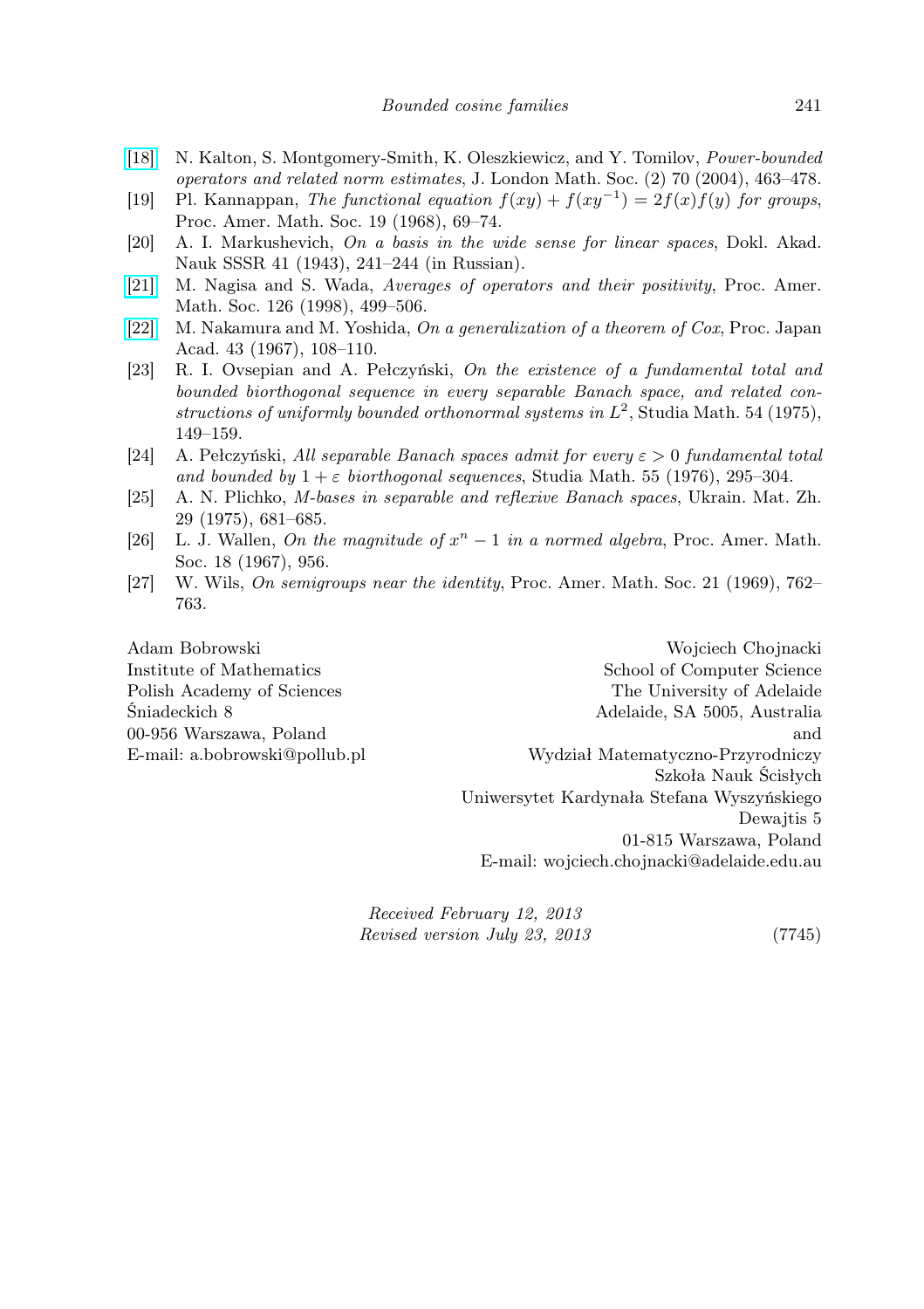[18] N. Kalton, S. Montgomery-Smith, K. Oleszkiewicz, and Y. Tomilov, *Power-bounded operators and related norm estimates*, J. London Math. Soc. (2) 70 (2004), 463–478.

[19] Pl. Kannappan, *The functional equation $f(xy) + f(xy^{-1}) = 2f(x)f(y)$ for groups*, Proc. Amer. Math. Soc. 19 (1968), 69–74.

[20] A. I. Markushevich, *On a basis in the wide sense for linear spaces*, Dokl. Akad. Nauk SSSR 41 (1943), 241–244 (in Russian).

[21] M. Nagisa and S. Wada, *Averages of operators and their positivity*, Proc. Amer. Math. Soc. 126 (1998), 499–506.

[22] M. Nakamura and M. Yoshida, *On a generalization of a theorem of Cox*, Proc. Japan Acad. 43 (1967), 108–110.

[23] R. I. Ovsepian and A. Pełczyński, *On the existence of a fundamental total and bounded biorthogonal sequence in every separable Banach space, and related constructions of uniformly bounded orthonormal systems in $L^2$*, Studia Math. 54 (1975), 149–159.

[24] A. Pełczyński, *All separable Banach spaces admit for every $\varepsilon > 0$ fundamental total and bounded by $1 + \varepsilon$ biorthogonal sequences*, Studia Math. 55 (1976), 295–304.

[25] A. N. Plichko, *M-bases in separable and reflexive Banach spaces*, Ukrain. Mat. Zh. 29 (1975), 681–685.

[26] L. J. Wallen, *On the magnitude of $x^n - 1$ in a normed algebra*, Proc. Amer. Math. Soc. 18 (1967), 956.

[27] W. Wils, *On semigroups near the identity*, Proc. Amer. Math. Soc. 21 (1969), 762–763.

Adam Bobrowski
Institute of Mathematics
Polish Academy of Sciences
Śniadeckich 8
00-956 Warszawa, Poland
E-mail: a.bobrowski@pollub.pl

Wojciech Chojnacki
School of Computer Science
The University of Adelaide
Adelaide, SA 5005, Australia
and
Wydział Matematyczno-Przyrodniczy
Szkoła Nauk Ścisłych
Uniwersytet Kardynała Stefana Wyszyńskiego
Dewajtis 5
01-815 Warszawa, Poland
E-mail: wojciech.chojnacki@adelaide.edu.au

*Received February 12, 2013*
*Revised version July 23, 2013* (7745)